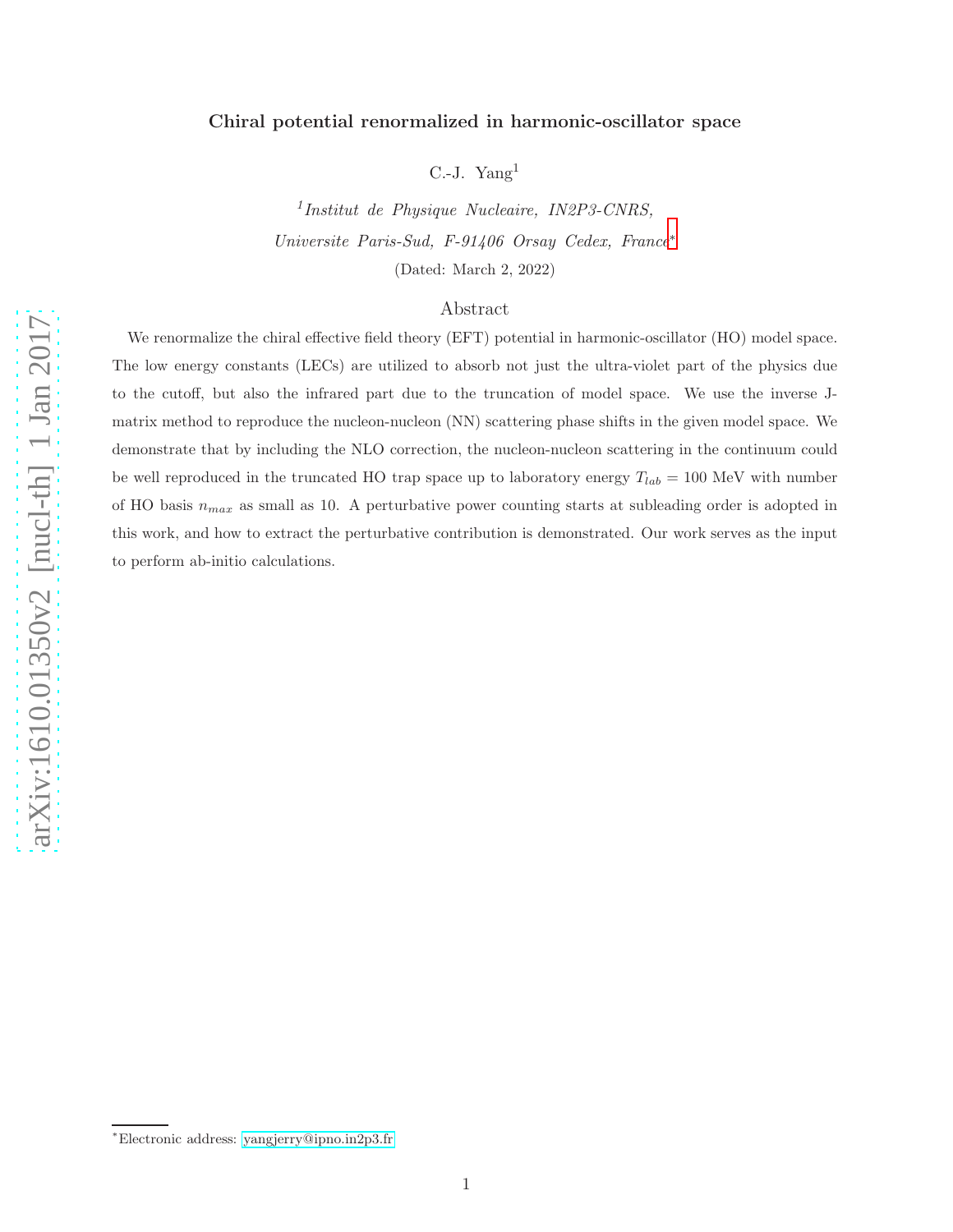# Chiral potential renormalized in harmonic-oscillator space

C.-J. Yang[1]

[1] *Institut de Physique Nucleaire, IN2P3-CNRS, Universite Paris-Sud, F-91406 Orsay Cedex, France*[*]

(Dated: March 2, 2022)

## Abstract

We renormalize the chiral effective field theory (EFT) potential in harmonic-oscillator (HO) model space. The low energy constants (LECs) are utilized to absorb not just the ultra-violet part of the physics due to the cutoff, but also the infrared part due to the truncation of model space. We use the inverse J-matrix method to reproduce the nucleon-nucleon (NN) scattering phase shifts in the given model space. We demonstrate that by including the NLO correction, the nucleon-nucleon scattering in the continuum could be well reproduced in the truncated HO trap space up to laboratory energy $T_{lab} = 100$ MeV with number of HO basis $n_{max}$ as small as 10. A perturbative power counting starts at subleading order is adopted in this work, and how to extract the perturbative contribution is demonstrated. Our work serves as the input to perform ab-initio calculations.

[*] Electronic address: yangjerry@ipno.in2p3.fr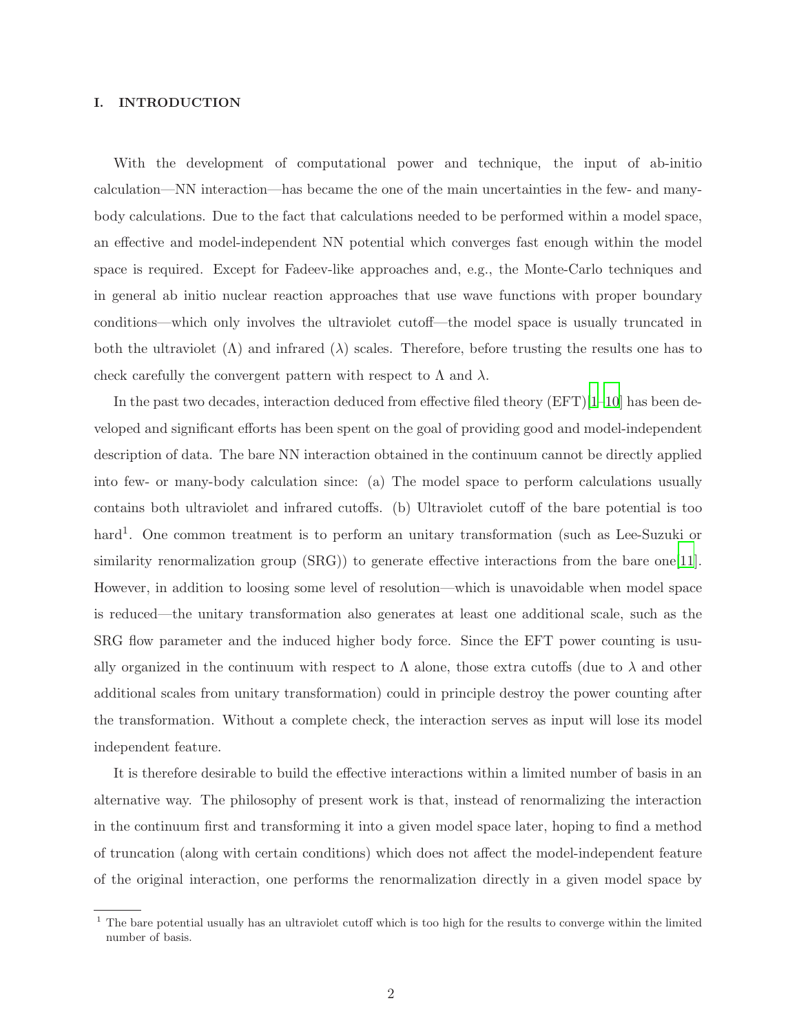## I. INTRODUCTION

With the development of computational power and technique, the input of ab-initio calculation—NN interaction—has became the one of the main uncertainties in the few- and many-body calculations. Due to the fact that calculations needed to be performed within a model space, an effective and model-independent NN potential which converges fast enough within the model space is required. Except for Fadeev-like approaches and, e.g., the Monte-Carlo techniques and in general ab initio nuclear reaction approaches that use wave functions with proper boundary conditions—which only involves the ultraviolet cutoff—the model space is usually truncated in both the ultraviolet ($\Lambda$) and infrared ($\lambda$) scales. Therefore, before trusting the results one has to check carefully the convergent pattern with respect to $\Lambda$ and $\lambda$.

In the past two decades, interaction deduced from effective filed theory (EFT)[1–10] has been developed and significant efforts has been spent on the goal of providing good and model-independent description of data. The bare NN interaction obtained in the continuum cannot be directly applied into few- or many-body calculation since: (a) The model space to perform calculations usually contains both ultraviolet and infrared cutoffs. (b) Ultraviolet cutoff of the bare potential is too hard[1]. One common treatment is to perform an unitary transformation (such as Lee-Suzuki or similarity renormalization group (SRG)) to generate effective interactions from the bare one[11]. However, in addition to loosing some level of resolution—which is unavoidable when model space is reduced—the unitary transformation also generates at least one additional scale, such as the SRG flow parameter and the induced higher body force. Since the EFT power counting is usually organized in the continuum with respect to $\Lambda$ alone, those extra cutoffs (due to $\lambda$ and other additional scales from unitary transformation) could in principle destroy the power counting after the transformation. Without a complete check, the interaction serves as input will lose its model independent feature.

It is therefore desirable to build the effective interactions within a limited number of basis in an alternative way. The philosophy of present work is that, instead of renormalizing the interaction in the continuum first and transforming it into a given model space later, hoping to find a method of truncation (along with certain conditions) which does not affect the model-independent feature of the original interaction, one performs the renormalization directly in a given model space by

[1] The bare potential usually has an ultraviolet cutoff which is too high for the results to converge within the limited number of basis.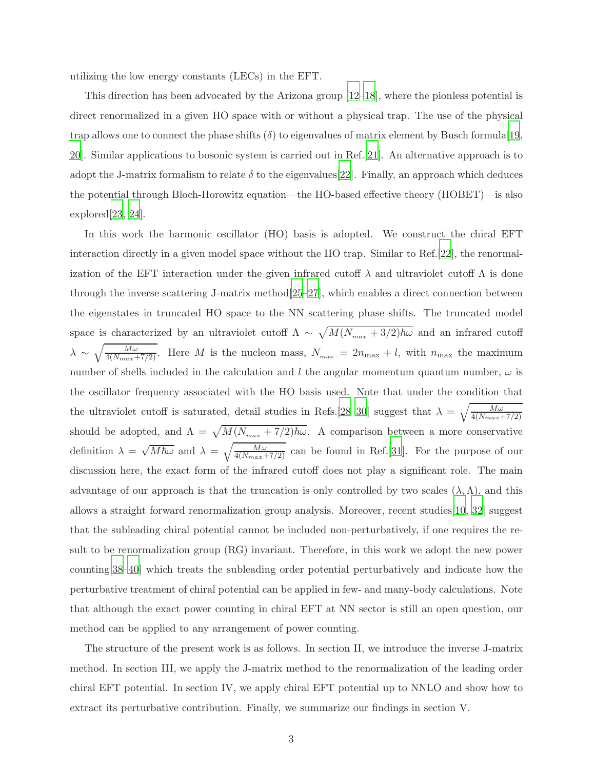utilizing the low energy constants (LECs) in the EFT.

This direction has been advocated by the Arizona group [12–18], where the pionless potential is direct renormalized in a given HO space with or without a physical trap. The use of the physical trap allows one to connect the phase shifts ($\delta$) to eigenvalues of matrix element by Busch formula[19, 20]. Similar applications to bosonic system is carried out in Ref.[21]. An alternative approach is to adopt the J-matrix formalism to relate $\delta$ to the eigenvalues[22]. Finally, an approach which deduces the potential through Bloch-Horowitz equation—the HO-based effective theory (HOBET)—is also explored[23, 24].

In this work the harmonic oscillator (HO) basis is adopted. We construct the chiral EFT interaction directly in a given model space without the HO trap. Similar to Ref.[22], the renormalization of the EFT interaction under the given infrared cutoff $\lambda$ and ultraviolet cutoff $\Lambda$ is done through the inverse scattering J-matrix method[25–27], which enables a direct connection between the eigenstates in truncated HO space to the NN scattering phase shifts. The truncated model space is characterized by an ultraviolet cutoff $\Lambda \sim \sqrt{M(N_{max}+3/2)\hbar\omega}$ and an infrared cutoff $\lambda \sim \sqrt{\frac{M\omega}{4(N_{max}+7/2)}}$. Here $M$ is the nucleon mass, $N_{max} = 2n_{\max} + l$, with $n_{\max}$ the maximum number of shells included in the calculation and $l$ the angular momentum quantum number, $\omega$ is the oscillator frequency associated with the HO basis used. Note that under the condition that the ultraviolet cutoff is saturated, detail studies in Refs.[28–30] suggest that $\lambda = \sqrt{\frac{M\omega}{4(N_{max}+7/2)}}$ should be adopted, and $\Lambda = \sqrt{M(N_{max}+7/2)\hbar\omega}$. A comparison between a more conservative definition $\lambda = \sqrt{M\hbar\omega}$ and $\lambda = \sqrt{\frac{M\omega}{4(N_{max}+7/2)}}$ can be found in Ref.[31]. For the purpose of our discussion here, the exact form of the infrared cutoff does not play a significant role. The main advantage of our approach is that the truncation is only controlled by two scales $(\lambda, \Lambda)$, and this allows a straight forward renormalization group analysis. Moreover, recent studies[10, 32] suggest that the subleading chiral potential cannot be included non-perturbatively, if one requires the result to be renormalization group (RG) invariant. Therefore, in this work we adopt the new power counting[38–40] which treats the subleading order potential perturbatively and indicate how the perturbative treatment of chiral potential can be applied in few- and many-body calculations. Note that although the exact power counting in chiral EFT at NN sector is still an open question, our method can be applied to any arrangement of power counting.

The structure of the present work is as follows. In section II, we introduce the inverse J-matrix method. In section III, we apply the J-matrix method to the renormalization of the leading order chiral EFT potential. In section IV, we apply chiral EFT potential up to NNLO and show how to extract its perturbative contribution. Finally, we summarize our findings in section V.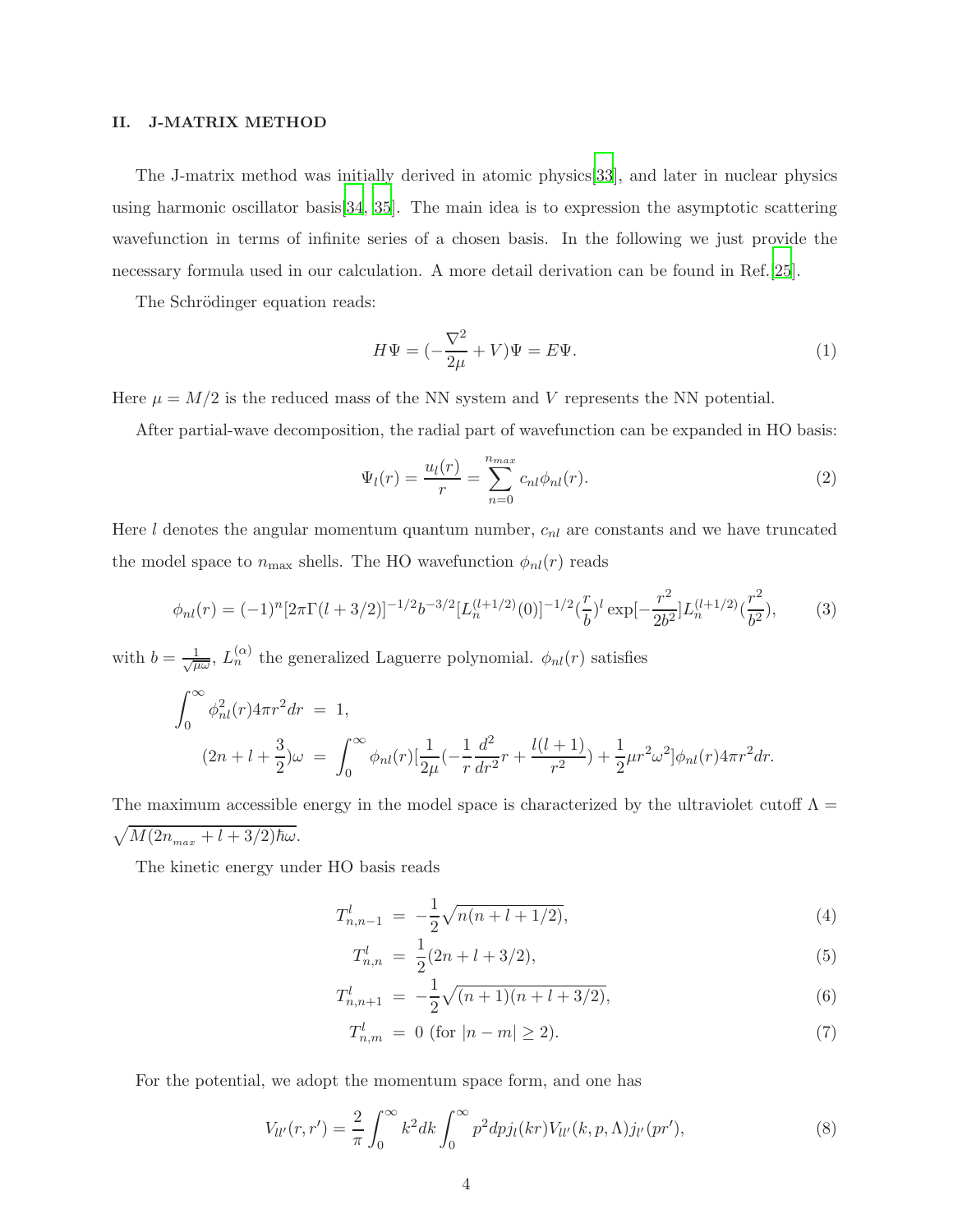## II. J-MATRIX METHOD

The J-matrix method was initially derived in atomic physics[33], and later in nuclear physics using harmonic oscillator basis[34, 35]. The main idea is to expression the asymptotic scattering wavefunction in terms of infinite series of a chosen basis. In the following we just provide the necessary formula used in our calculation. A more detail derivation can be found in Ref.[25].

The Schrödinger equation reads:

$$H\Psi = (-\frac{\nabla^2}{2\mu} + V)\Psi = E\Psi. \tag{1}$$

Here $\mu = M/2$ is the reduced mass of the NN system and $V$ represents the NN potential.

After partial-wave decomposition, the radial part of wavefunction can be expanded in HO basis:

$$\Psi_l(r) = \frac{u_l(r)}{r} = \sum_{n=0}^{n_{max}} c_{nl}\phi_{nl}(r). \tag{2}$$

Here $l$ denotes the angular momentum quantum number, $c_{nl}$ are constants and we have truncated the model space to $n_{\max}$ shells. The HO wavefunction $\phi_{nl}(r)$ reads

$$\phi_{nl}(r) = (-1)^n[2\pi\Gamma(l+3/2)]^{-1/2} b^{-3/2} [L_n^{(l+1/2)}(0)]^{-1/2} (\frac{r}{b})^l \exp[-\frac{r^2}{2b^2}] L_n^{(l+1/2)}(\frac{r^2}{b^2}), \tag{3}$$

with $b = \frac{1}{\sqrt{\mu\omega}}$, $L_n^{(\alpha)}$ the generalized Laguerre polynomial. $\phi_{nl}(r)$ satisfies

$$\begin{aligned}
\int_0^\infty \phi_{nl}^2(r) 4\pi r^2 dr &= 1, \\
(2n + l + \frac{3}{2})\omega &= \int_0^\infty \phi_{nl}(r)[\frac{1}{2\mu}(-\frac{1}{r}\frac{d^2}{dr^2}r + \frac{l(l+1)}{r^2}) + \frac{1}{2}\mu r^2\omega^2]\phi_{nl}(r) 4\pi r^2 dr.
\end{aligned}$$

The maximum accessible energy in the model space is characterized by the ultraviolet cutoff $\Lambda = \sqrt{M(2n_{max} + l + 3/2)\hbar\omega}$.

The kinetic energy under HO basis reads

$$T_{n,n-1}^l = -\frac{1}{2}\sqrt{n(n+l+1/2)}, \tag{4}$$

$$T_{n,n}^l = \frac{1}{2}(2n + l + 3/2), \tag{5}$$

$$T_{n,n+1}^l = -\frac{1}{2}\sqrt{(n+1)(n+l+3/2)}, \tag{6}$$

$$T_{n,m}^l = 0 \text{ (for } |n-m| \geq 2). \tag{7}$$

For the potential, we adopt the momentum space form, and one has

$$V_{ll'}(r, r') = \frac{2}{\pi}\int_0^\infty k^2 dk \int_0^\infty p^2 dp j_l(kr) V_{ll'}(k, p, \Lambda) j_{l'}(pr'), \tag{8}$$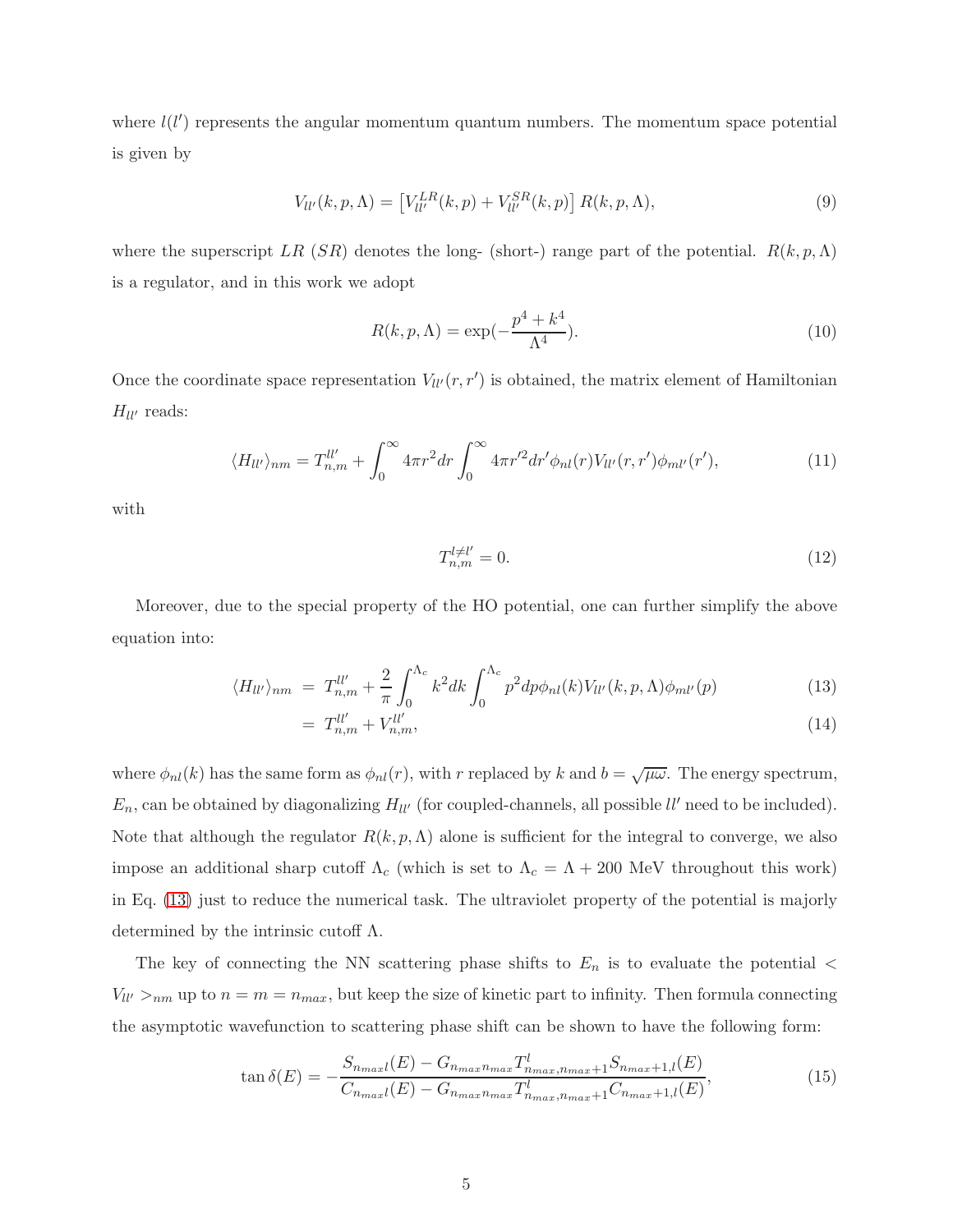where $l(l')$ represents the angular momentum quantum numbers. The momentum space potential is given by

$$V_{ll'}(k, p, \Lambda) = \left[V_{ll'}^{LR}(k, p) + V_{ll'}^{SR}(k, p)\right] R(k, p, \Lambda), \tag{9}$$

where the superscript $LR$ ($SR$) denotes the long- (short-) range part of the potential. $R(k, p, \Lambda)$ is a regulator, and in this work we adopt

$$R(k, p, \Lambda) = \exp(-\frac{p^4 + k^4}{\Lambda^4}). \tag{10}$$

Once the coordinate space representation $V_{ll'}(r, r')$ is obtained, the matrix element of Hamiltonian $H_{ll'}$ reads:

$$\langle H_{ll'} \rangle_{nm} = T_{n,m}^{ll'} + \int_0^\infty 4\pi r^2 dr \int_0^\infty 4\pi r'^2 dr' \phi_{nl}(r) V_{ll'}(r, r') \phi_{ml'}(r'), \tag{11}$$

with

$$T_{n,m}^{l \neq l'} = 0. \tag{12}$$

Moreover, due to the special property of the HO potential, one can further simplify the above equation into:

$$\begin{aligned}
\langle H_{ll'} \rangle_{nm} &= T_{n,m}^{ll'} + \frac{2}{\pi} \int_0^{\Lambda_c} k^2 dk \int_0^{\Lambda_c} p^2 dp \phi_{nl}(k) V_{ll'}(k, p, \Lambda) \phi_{ml'}(p) && (13) \\
&= T_{n,m}^{ll'} + V_{n,m}^{ll'}, && (14)
\end{aligned}$$

where $\phi_{nl}(k)$ has the same form as $\phi_{nl}(r)$, with $r$ replaced by $k$ and $b = \sqrt{\mu\omega}$. The energy spectrum, $E_n$, can be obtained by diagonalizing $H_{ll'}$ (for coupled-channels, all possible $ll'$ need to be included). Note that although the regulator $R(k, p, \Lambda)$ alone is sufficient for the integral to converge, we also impose an additional sharp cutoff $\Lambda_c$ (which is set to $\Lambda_c = \Lambda + 200$ MeV throughout this work) in Eq. (13) just to reduce the numerical task. The ultraviolet property of the potential is majorly determined by the intrinsic cutoff $\Lambda$.

The key of connecting the NN scattering phase shifts to $E_n$ is to evaluate the potential $< V_{ll'} >_{nm}$ up to $n = m = n_{max}$, but keep the size of kinetic part to infinity. Then formula connecting the asymptotic wavefunction to scattering phase shift can be shown to have the following form:

$$\tan \delta(E) = -\frac{S_{n_{max}l}(E) - G_{n_{max}n_{max}} T_{n_{max}, n_{max}+1}^{l} S_{n_{max}+1,l}(E)}{C_{n_{max}l}(E) - G_{n_{max}n_{max}} T_{n_{max}, n_{max}+1}^{l} C_{n_{max}+1,l}(E)}, \tag{15}$$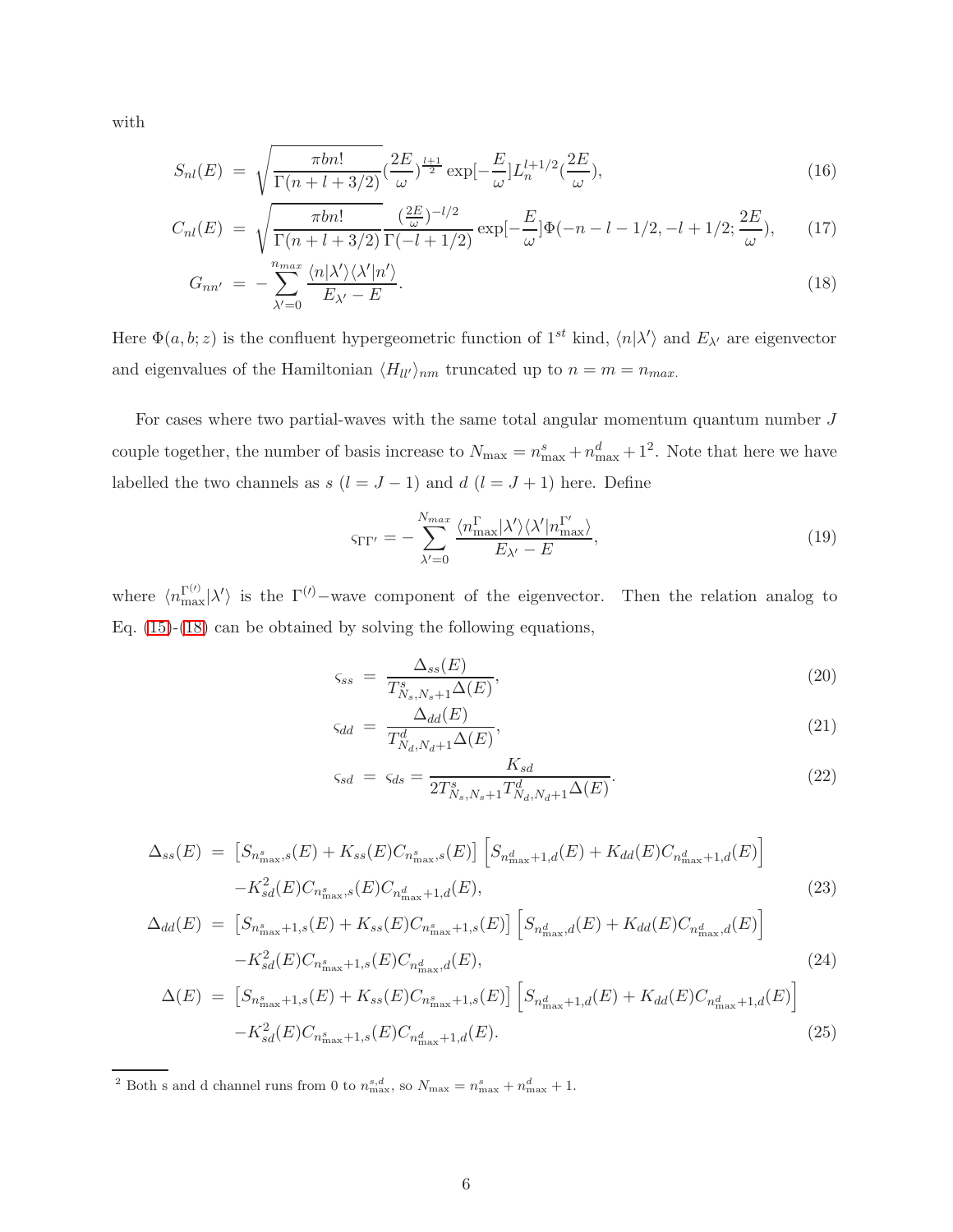with

$$S_{nl}(E) = \sqrt{\frac{\pi b n!}{\Gamma(n+l+3/2)}}(\frac{2E}{\omega})^{\frac{l+1}{2}}\exp[-\frac{E}{\omega}]L_n^{l+1/2}(\frac{2E}{\omega}), \tag{16}$$

$$C_{nl}(E) = \sqrt{\frac{\pi b n!}{\Gamma(n+l+3/2)}}\frac{(\frac{2E}{\omega})^{-l/2}}{\Gamma(-l+1/2)}\exp[-\frac{E}{\omega}]\Phi(-n-l-1/2,-l+1/2;\frac{2E}{\omega}), \tag{17}$$

$$G_{nn'} = -\sum_{\lambda'=0}^{n_{max}}\frac{\langle n|\lambda'\rangle\langle\lambda'|n'\rangle}{E_{\lambda'}-E}. \tag{18}$$

Here $\Phi(a,b;z)$ is the confluent hypergeometric function of $1^{st}$ kind, $\langle n|\lambda'\rangle$ and $E_{\lambda'}$ are eigenvector and eigenvalues of the Hamiltonian $\langle H_{ll'}\rangle_{nm}$ truncated up to $n=m=n_{max}$.

For cases where two partial-waves with the same total angular momentum quantum number $J$ couple together, the number of basis increase to $N_{\max}=n^s_{\max}+n^d_{\max}+1$[2]. Note that here we have labelled the two channels as $s$ ($l=J-1$) and $d$ ($l=J+1$) here. Define

$$\varsigma_{\Gamma\Gamma'} = -\sum_{\lambda'=0}^{N_{max}}\frac{\langle n^{\Gamma}_{\max}|\lambda'\rangle\langle\lambda'|n^{\Gamma'}_{\max}\rangle}{E_{\lambda'}-E}, \tag{19}$$

where $\langle n^{\Gamma^{(\prime)}}_{\max}|\lambda'\rangle$ is the $\Gamma^{(\prime)}-$wave component of the eigenvector. Then the relation analog to Eq. (15)-(18) can be obtained by solving the following equations,

$$\varsigma_{ss} = \frac{\Delta_{ss}(E)}{T^s_{N_s,N_s+1}\Delta(E)}, \tag{20}$$

$$\varsigma_{dd} = \frac{\Delta_{dd}(E)}{T^d_{N_d,N_d+1}\Delta(E)}, \tag{21}$$

$$\varsigma_{sd} = \varsigma_{ds} = \frac{K_{sd}}{2T^s_{N_s,N_s+1}T^d_{N_d,N_d+1}\Delta(E)}. \tag{22}$$

$$\begin{aligned}\Delta_{ss}(E) =& \left[S_{n^s_{\max},s}(E)+K_{ss}(E)C_{n^s_{\max},s}(E)\right]\left[S_{n^d_{\max}+1,d}(E)+K_{dd}(E)C_{n^d_{\max}+1,d}(E)\right]\\ &-K^2_{sd}(E)C_{n^s_{\max},s}(E)C_{n^d_{\max}+1,d}(E),\end{aligned} \tag{23}$$

$$\begin{aligned}\Delta_{dd}(E) =& \left[S_{n^s_{\max}+1,s}(E)+K_{ss}(E)C_{n^s_{\max}+1,s}(E)\right]\left[S_{n^d_{\max},d}(E)+K_{dd}(E)C_{n^d_{\max},d}(E)\right]\\ &-K^2_{sd}(E)C_{n^s_{\max}+1,s}(E)C_{n^d_{\max},d}(E),\end{aligned} \tag{24}$$

$$\begin{aligned}\Delta(E) =& \left[S_{n^s_{\max}+1,s}(E)+K_{ss}(E)C_{n^s_{\max}+1,s}(E)\right]\left[S_{n^d_{\max}+1,d}(E)+K_{dd}(E)C_{n^d_{\max}+1,d}(E)\right]\\ &-K^2_{sd}(E)C_{n^s_{\max}+1,s}(E)C_{n^d_{\max}+1,d}(E).\end{aligned} \tag{25}$$

[2] Both s and d channel runs from 0 to $n^{s,d}_{\max}$, so $N_{\max}=n^s_{\max}+n^d_{\max}+1$.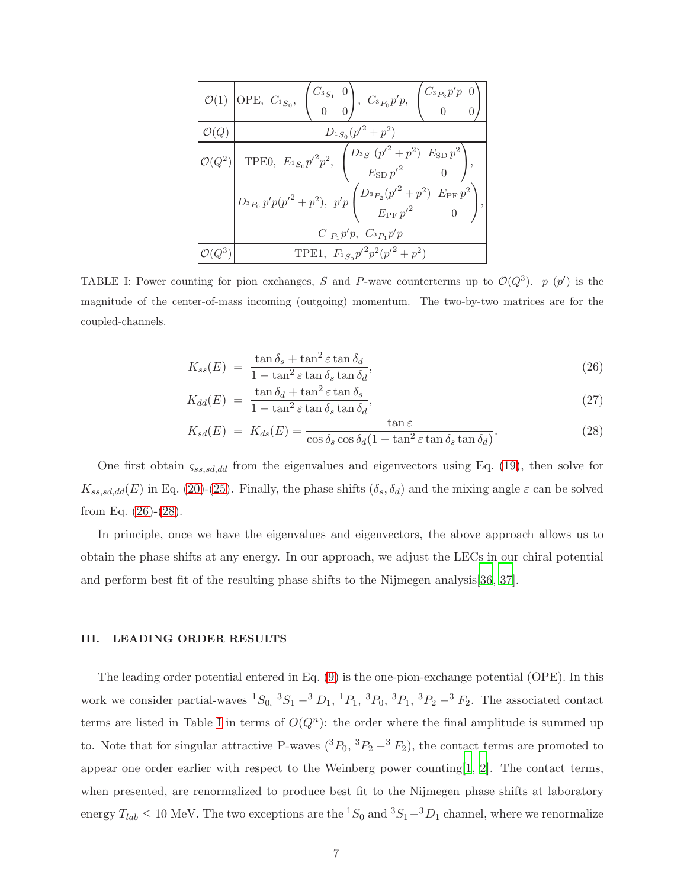| | |
|---|---|
| $\mathcal{O}(1)$ | OPE, $C_{^1S_0}$, $\begin{pmatrix} C_{^3S_1} & 0 \\ 0 & 0 \end{pmatrix}$, $C_{^3P_0}p'p$, $\begin{pmatrix} C_{^3P_2}p'p & 0 \\ 0 & 0 \end{pmatrix}$ |
| $\mathcal{O}(Q)$ | $D_{^1S_0}(p'^2+p^2)$ |
| $\mathcal{O}(Q^2)$ | TPE0, $E_{^1S_0}p'^2p^2$, $\begin{pmatrix} D_{^3S_1}(p'^2+p^2) & E_{\rm SD}\,p^2 \\ E_{\rm SD}\,p'^2 & 0 \end{pmatrix}$, $D_{^3P_0}\,p'p(p'^2+p^2)$, $p'p\begin{pmatrix} D_{^3P_2}(p'^2+p^2) & E_{\rm PF}\,p^2 \\ E_{\rm PF}\,p'^2 & 0 \end{pmatrix}$, $C_{^1P_1}p'p$, $C_{^3P_1}p'p$ |
| $\mathcal{O}(Q^3)$ | TPE1, $F_{^1S_0}p'^2p^2(p'^2+p^2)$ |

TABLE I: Power counting for pion exchanges, $S$ and $P$-wave counterterms up to $\mathcal{O}(Q^3)$. $p$ ($p'$) is the magnitude of the center-of-mass incoming (outgoing) momentum. The two-by-two matrices are for the coupled-channels.

$$K_{ss}(E) = \frac{\tan\delta_s + \tan^2\varepsilon\tan\delta_d}{1-\tan^2\varepsilon\tan\delta_s\tan\delta_d}, \tag{26}$$

$$K_{dd}(E) = \frac{\tan\delta_d + \tan^2\varepsilon\tan\delta_s}{1-\tan^2\varepsilon\tan\delta_s\tan\delta_d}, \tag{27}$$

$$K_{sd}(E) = K_{ds}(E) = \frac{\tan\varepsilon}{\cos\delta_s\cos\delta_d(1-\tan^2\varepsilon\tan\delta_s\tan\delta_d)}. \tag{28}$$

One first obtain $\varsigma_{ss,sd,dd}$ from the eigenvalues and eigenvectors using Eq. (19), then solve for $K_{ss,sd,dd}(E)$ in Eq. (20)-(25). Finally, the phase shifts ($\delta_s, \delta_d$) and the mixing angle $\varepsilon$ can be solved from Eq. (26)-(28).

In principle, once we have the eigenvalues and eigenvectors, the above approach allows us to obtain the phase shifts at any energy. In our approach, we adjust the LECs in our chiral potential and perform best fit of the resulting phase shifts to the Nijmegen analysis[36, 37].

## III. LEADING ORDER RESULTS

The leading order potential entered in Eq. (9) is the one-pion-exchange potential (OPE). In this work we consider partial-waves $^1S_0$, $^3S_1-^3D_1$, $^1P_1$, $^3P_0$, $^3P_1$, $^3P_2-^3F_2$. The associated contact terms are listed in Table I in terms of $O(Q^n)$: the order where the final amplitude is summed up to. Note that for singular attractive P-waves ($^3P_0$, $^3P_2-^3F_2$), the contact terms are promoted to appear one order earlier with respect to the Weinberg power counting[1, 2]. The contact terms, when presented, are renormalized to produce best fit to the Nijmegen phase shifts at laboratory energy $T_{lab} \le 10$ MeV. The two exceptions are the $^1S_0$ and $^3S_1-^3D_1$ channel, where we renormalize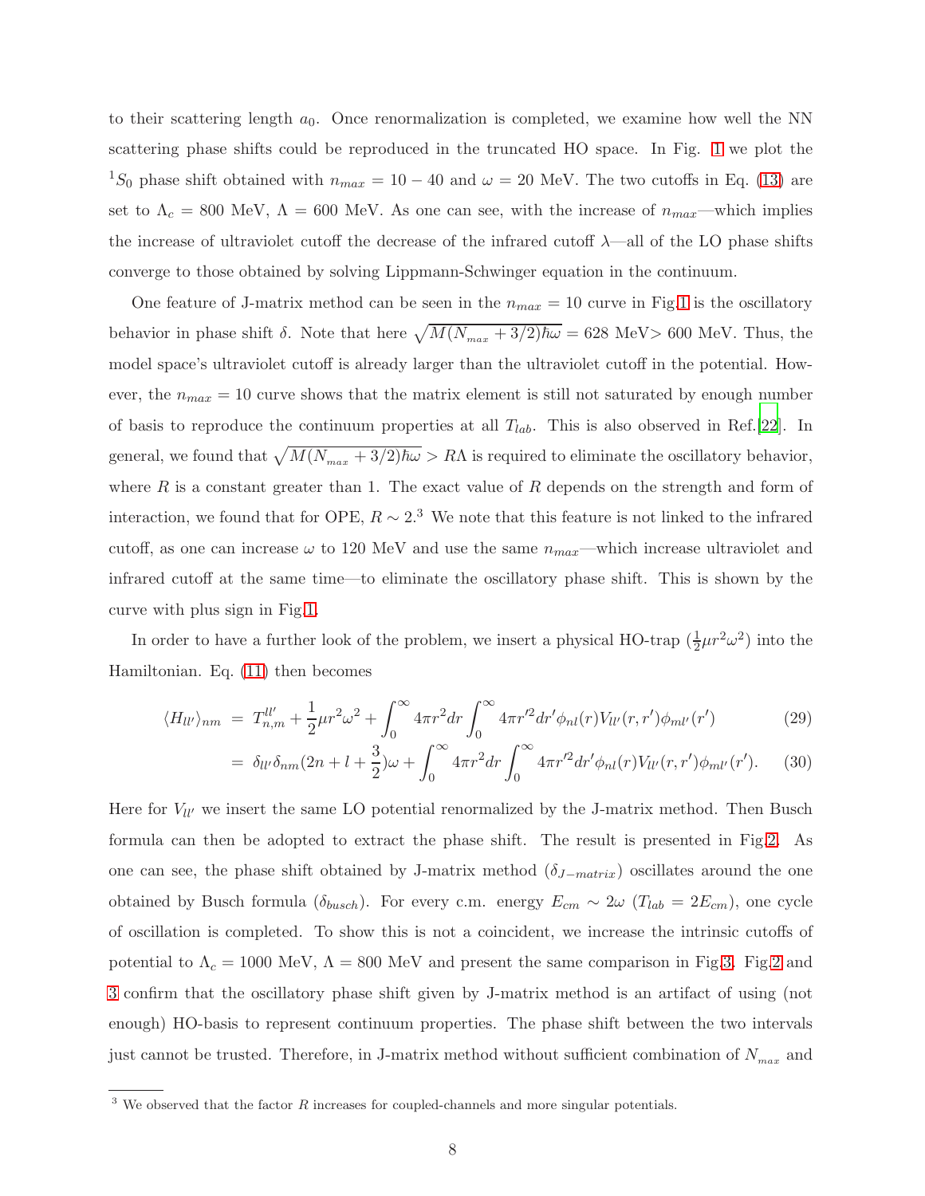to their scattering length $a_0$. Once renormalization is completed, we examine how well the NN scattering phase shifts could be reproduced in the truncated HO space. In Fig. 1 we plot the $^1S_0$ phase shift obtained with $n_{max} = 10 - 40$ and $\omega = 20$ MeV. The two cutoffs in Eq. (13) are set to $\Lambda_c = 800$ MeV, $\Lambda = 600$ MeV. As one can see, with the increase of $n_{max}$—which implies the increase of ultraviolet cutoff the decrease of the infrared cutoff $\lambda$—all of the LO phase shifts converge to those obtained by solving Lippmann-Schwinger equation in the continuum.

One feature of J-matrix method can be seen in the $n_{max} = 10$ curve in Fig.1 is the oscillatory behavior in phase shift $\delta$. Note that here $\sqrt{M(N_{max} + 3/2)\hbar\omega} = 628$ MeV$> 600$ MeV. Thus, the model space's ultraviolet cutoff is already larger than the ultraviolet cutoff in the potential. However, the $n_{max} = 10$ curve shows that the matrix element is still not saturated by enough number of basis to reproduce the continuum properties at all $T_{lab}$. This is also observed in Ref.[22]. In general, we found that $\sqrt{M(N_{max} + 3/2)\hbar\omega} > R\Lambda$ is required to eliminate the oscillatory behavior, where $R$ is a constant greater than 1. The exact value of $R$ depends on the strength and form of interaction, we found that for OPE, $R \sim 2$.[3] We note that this feature is not linked to the infrared cutoff, as one can increase $\omega$ to 120 MeV and use the same $n_{max}$—which increase ultraviolet and infrared cutoff at the same time—to eliminate the oscillatory phase shift. This is shown by the curve with plus sign in Fig.1.

In order to have a further look of the problem, we insert a physical HO-trap ($\frac{1}{2}\mu r^2\omega^2$) into the Hamiltonian. Eq. (11) then becomes

$$\langle H_{ll'}\rangle_{nm} = T^{ll'}_{n,m} + \frac{1}{2}\mu r^2\omega^2 + \int_0^\infty 4\pi r^2 dr \int_0^\infty 4\pi r'^2 dr' \phi_{nl}(r) V_{ll'}(r,r')\phi_{ml'}(r') \tag{29}$$

$$= \delta_{ll'}\delta_{nm}(2n + l + \frac{3}{2})\omega + \int_0^\infty 4\pi r^2 dr \int_0^\infty 4\pi r'^2 dr' \phi_{nl}(r) V_{ll'}(r,r')\phi_{ml'}(r'). \tag{30}$$

Here for $V_{ll'}$ we insert the same LO potential renormalized by the J-matrix method. Then Busch formula can then be adopted to extract the phase shift. The result is presented in Fig.2. As one can see, the phase shift obtained by J-matrix method ($\delta_{J-matrix}$) oscillates around the one obtained by Busch formula ($\delta_{busch}$). For every c.m. energy $E_{cm} \sim 2\omega$ ($T_{lab} = 2E_{cm}$), one cycle of oscillation is completed. To show this is not a coincident, we increase the intrinsic cutoffs of potential to $\Lambda_c = 1000$ MeV, $\Lambda = 800$ MeV and present the same comparison in Fig.3. Fig.2 and 3 confirm that the oscillatory phase shift given by J-matrix method is an artifact of using (not enough) HO-basis to represent continuum properties. The phase shift between the two intervals just cannot be trusted. Therefore, in J-matrix method without sufficient combination of $N_{max}$ and

[3] We observed that the factor $R$ increases for coupled-channels and more singular potentials.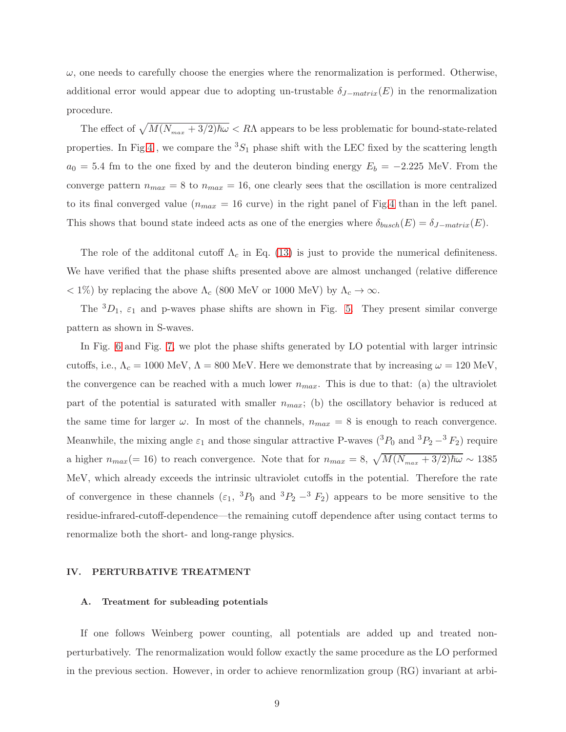$\omega$, one needs to carefully choose the energies where the renormalization is performed. Otherwise, additional error would appear due to adopting un-trustable $\delta_{J-matrix}(E)$ in the renormalization procedure.

The effect of $\sqrt{M(N_{max}+3/2)\hbar\omega} < R\Lambda$ appears to be less problematic for bound-state-related properties. In Fig.4 , we compare the $^3S_1$ phase shift with the LEC fixed by the scattering length $a_0 = 5.4$ fm to the one fixed by and the deuteron binding energy $E_b = -2.225$ MeV. From the converge pattern $n_{max} = 8$ to $n_{max} = 16$, one clearly sees that the oscillation is more centralized to its final converged value ($n_{max} = 16$ curve) in the right panel of Fig.4 than in the left panel. This shows that bound state indeed acts as one of the energies where $\delta_{busch}(E) = \delta_{J-matrix}(E)$.

The role of the additonal cutoff $\Lambda_c$ in Eq. (13) is just to provide the numerical definiteness. We have verified that the phase shifts presented above are almost unchanged (relative difference $< 1\%$) by replacing the above $\Lambda_c$ (800 MeV or 1000 MeV) by $\Lambda_c \to \infty$.

The $^3D_1$, $\varepsilon_1$ and p-waves phase shifts are shown in Fig. 5. They present similar converge pattern as shown in S-waves.

In Fig. 6 and Fig. 7, we plot the phase shifts generated by LO potential with larger intrinsic cutoffs, i.e., $\Lambda_c = 1000$ MeV, $\Lambda = 800$ MeV. Here we demonstrate that by increasing $\omega = 120$ MeV, the convergence can be reached with a much lower $n_{max}$. This is due to that: (a) the ultraviolet part of the potential is saturated with smaller $n_{max}$; (b) the oscillatory behavior is reduced at the same time for larger $\omega$. In most of the channels, $n_{max} = 8$ is enough to reach convergence. Meanwhile, the mixing angle $\varepsilon_1$ and those singular attractive P-waves ($^3P_0$ and $^3P_2 - {}^3F_2$) require a higher $n_{max}(= 16)$ to reach convergence. Note that for $n_{max} = 8$, $\sqrt{M(N_{max}+3/2)\hbar\omega} \sim 1385$ MeV, which already exceeds the intrinsic ultraviolet cutoffs in the potential. Therefore the rate of convergence in these channels ($\varepsilon_1$, $^3P_0$ and $^3P_2 - {}^3F_2$) appears to be more sensitive to the residue-infrared-cutoff-dependence—the remaining cutoff dependence after using contact terms to renormalize both the short- and long-range physics.

## IV. PERTURBATIVE TREATMENT

### A. Treatment for subleading potentials

If one follows Weinberg power counting, all potentials are added up and treated non-perturbatively. The renormalization would follow exactly the same procedure as the LO performed in the previous section. However, in order to achieve renormlization group (RG) invariant at arbi-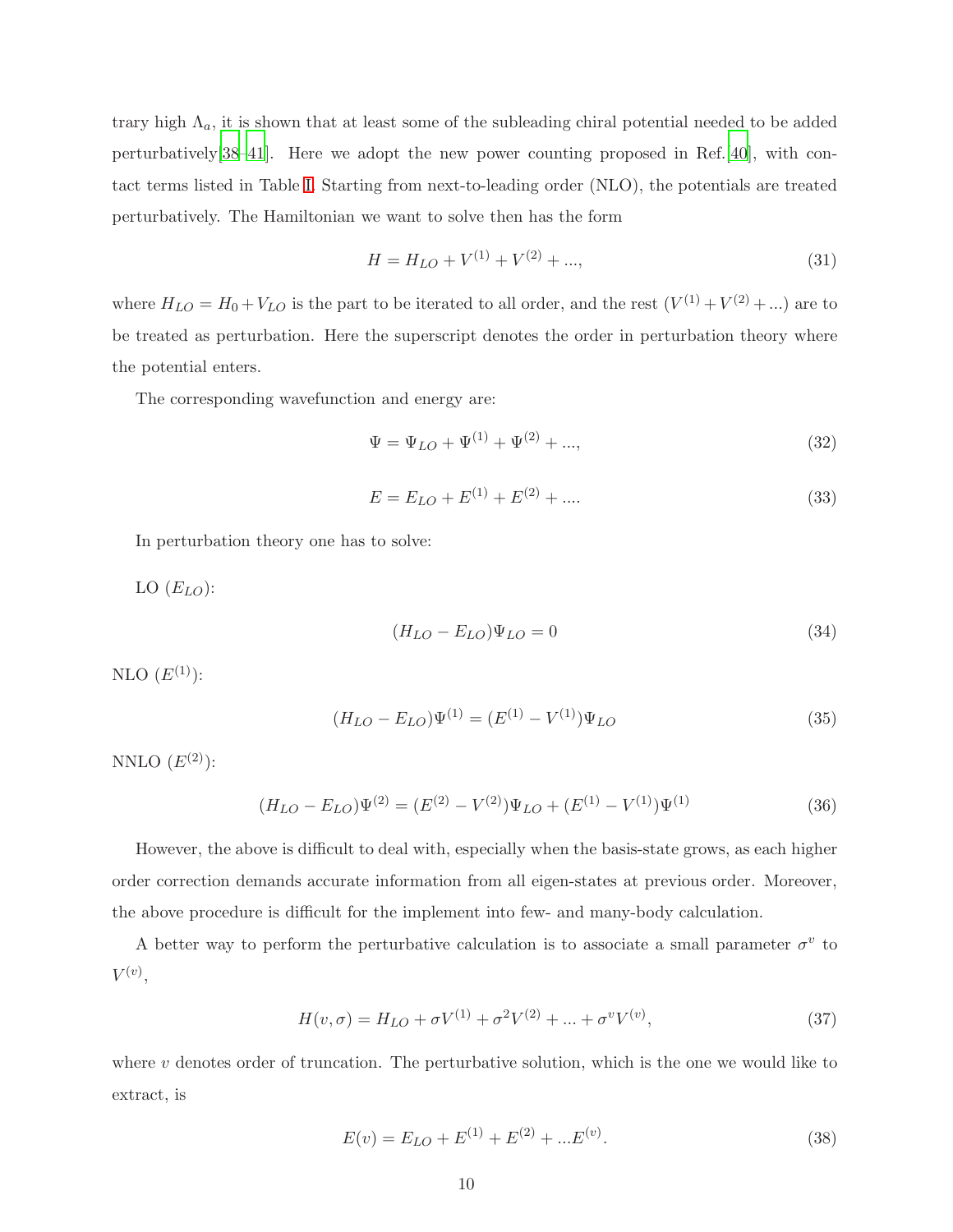trary high $\Lambda_a$, it is shown that at least some of the subleading chiral potential needed to be added perturbatively[38–41]. Here we adopt the new power counting proposed in Ref.[40], with contact terms listed in Table I. Starting from next-to-leading order (NLO), the potentials are treated perturbatively. The Hamiltonian we want to solve then has the form

$$H = H_{LO} + V^{(1)} + V^{(2)} + ..., \tag{31}$$

where $H_{LO} = H_0 + V_{LO}$ is the part to be iterated to all order, and the rest ($V^{(1)} + V^{(2)} + ...$) are to be treated as perturbation. Here the superscript denotes the order in perturbation theory where the potential enters.

The corresponding wavefunction and energy are:

$$\Psi = \Psi_{LO} + \Psi^{(1)} + \Psi^{(2)} + ..., \tag{32}$$

$$E = E_{LO} + E^{(1)} + E^{(2)} + .... \tag{33}$$

In perturbation theory one has to solve:

LO ($E_{LO}$):

$$(H_{LO} - E_{LO})\Psi_{LO} = 0 \tag{34}$$

NLO ($E^{(1)}$):

$$(H_{LO} - E_{LO})\Psi^{(1)} = (E^{(1)} - V^{(1)})\Psi_{LO} \tag{35}$$

NNLO ($E^{(2)}$):

$$(H_{LO} - E_{LO})\Psi^{(2)} = (E^{(2)} - V^{(2)})\Psi_{LO} + (E^{(1)} - V^{(1)})\Psi^{(1)} \tag{36}$$

However, the above is difficult to deal with, especially when the basis-state grows, as each higher order correction demands accurate information from all eigen-states at previous order. Moreover, the above procedure is difficult for the implement into few- and many-body calculation.

A better way to perform the perturbative calculation is to associate a small parameter $\sigma^v$ to $V^{(v)}$,

$$H(v, \sigma) = H_{LO} + \sigma V^{(1)} + \sigma^2 V^{(2)} + ... + \sigma^v V^{(v)}, \tag{37}$$

where $v$ denotes order of truncation. The perturbative solution, which is the one we would like to extract, is

$$E(v) = E_{LO} + E^{(1)} + E^{(2)} + ...E^{(v)}. \tag{38}$$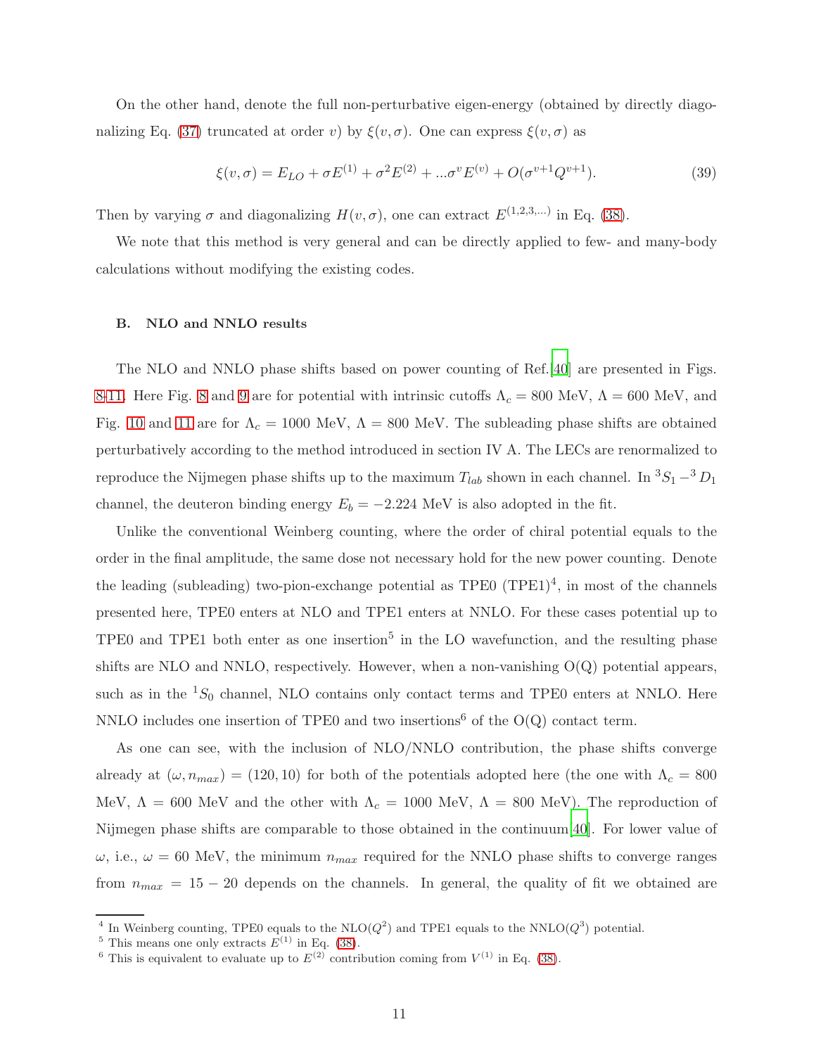On the other hand, denote the full non-perturbative eigen-energy (obtained by directly diagonalizing Eq. (37) truncated at order $v$) by $\xi(v, \sigma)$. One can express $\xi(v, \sigma)$ as

$$\xi(v, \sigma) = E_{LO} + \sigma E^{(1)} + \sigma^2 E^{(2)} + ...\sigma^v E^{(v)} + O(\sigma^{v+1} Q^{v+1}). \tag{39}$$

Then by varying $\sigma$ and diagonalizing $H(v, \sigma)$, one can extract $E^{(1,2,3,...)}$ in Eq. (38).

We note that this method is very general and can be directly applied to few- and many-body calculations without modifying the existing codes.

### B. NLO and NNLO results

The NLO and NNLO phase shifts based on power counting of Ref.[40] are presented in Figs. 8-11. Here Fig. 8 and 9 are for potential with intrinsic cutoffs $\Lambda_c = 800$ MeV, $\Lambda = 600$ MeV, and Fig. 10 and 11 are for $\Lambda_c = 1000$ MeV, $\Lambda = 800$ MeV. The subleading phase shifts are obtained perturbatively according to the method introduced in section IV A. The LECs are renormalized to reproduce the Nijmegen phase shifts up to the maximum $T_{lab}$ shown in each channel. In $^3S_1 -^3 D_1$ channel, the deuteron binding energy $E_b = -2.224$ MeV is also adopted in the fit.

Unlike the conventional Weinberg counting, where the order of chiral potential equals to the order in the final amplitude, the same dose not necessary hold for the new power counting. Denote the leading (subleading) two-pion-exchange potential as TPE0 (TPE1)[4], in most of the channels presented here, TPE0 enters at NLO and TPE1 enters at NNLO. For these cases potential up to TPE0 and TPE1 both enter as one insertion[5] in the LO wavefunction, and the resulting phase shifts are NLO and NNLO, respectively. However, when a non-vanishing O(Q) potential appears, such as in the $^1S_0$ channel, NLO contains only contact terms and TPE0 enters at NNLO. Here NNLO includes one insertion of TPE0 and two insertions[6] of the O(Q) contact term.

As one can see, with the inclusion of NLO/NNLO contribution, the phase shifts converge already at $(\omega, n_{max}) = (120, 10)$ for both of the potentials adopted here (the one with $\Lambda_c = 800$ MeV, $\Lambda = 600$ MeV and the other with $\Lambda_c = 1000$ MeV, $\Lambda = 800$ MeV). The reproduction of Nijmegen phase shifts are comparable to those obtained in the continuum[40]. For lower value of $\omega$, i.e., $\omega = 60$ MeV, the minimum $n_{max}$ required for the NNLO phase shifts to converge ranges from $n_{max} = 15 - 20$ depends on the channels. In general, the quality of fit we obtained are

---

[4] In Weinberg counting, TPE0 equals to the NLO($Q^2$) and TPE1 equals to the NNLO($Q^3$) potential.

[5] This means one only extracts $E^{(1)}$ in Eq. (38).

[6] This is equivalent to evaluate up to $E^{(2)}$ contribution coming from $V^{(1)}$ in Eq. (38).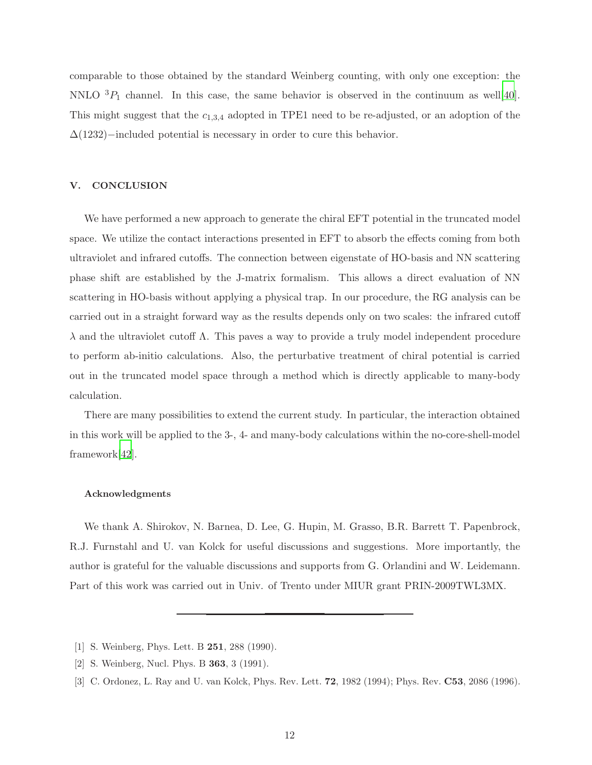comparable to those obtained by the standard Weinberg counting, with only one exception: the NNLO $^3P_1$ channel. In this case, the same behavior is observed in the continuum as well[40]. This might suggest that the $c_{1,3,4}$ adopted in TPE1 need to be re-adjusted, or an adoption of the $\Delta(1232)-$included potential is necessary in order to cure this behavior.

## V. CONCLUSION

We have performed a new approach to generate the chiral EFT potential in the truncated model space. We utilize the contact interactions presented in EFT to absorb the effects coming from both ultraviolet and infrared cutoffs. The connection between eigenstate of HO-basis and NN scattering phase shift are established by the J-matrix formalism. This allows a direct evaluation of NN scattering in HO-basis without applying a physical trap. In our procedure, the RG analysis can be carried out in a straight forward way as the results depends only on two scales: the infrared cutoff $\lambda$ and the ultraviolet cutoff $\Lambda$. This paves a way to provide a truly model independent procedure to perform ab-initio calculations. Also, the perturbative treatment of chiral potential is carried out in the truncated model space through a method which is directly applicable to many-body calculation.

There are many possibilities to extend the current study. In particular, the interaction obtained in this work will be applied to the 3-, 4- and many-body calculations within the no-core-shell-model framework[42].

### Acknowledgments

We thank A. Shirokov, N. Barnea, D. Lee, G. Hupin, M. Grasso, B.R. Barrett T. Papenbrock, R.J. Furnstahl and U. van Kolck for useful discussions and suggestions. More importantly, the author is grateful for the valuable discussions and supports from G. Orlandini and W. Leidemann. Part of this work was carried out in Univ. of Trento under MIUR grant PRIN-2009TWL3MX.

---

[1] S. Weinberg, Phys. Lett. B **251**, 288 (1990).

[2] S. Weinberg, Nucl. Phys. B **363**, 3 (1991).

[3] C. Ordonez, L. Ray and U. van Kolck, Phys. Rev. Lett. **72**, 1982 (1994); Phys. Rev. **C53**, 2086 (1996).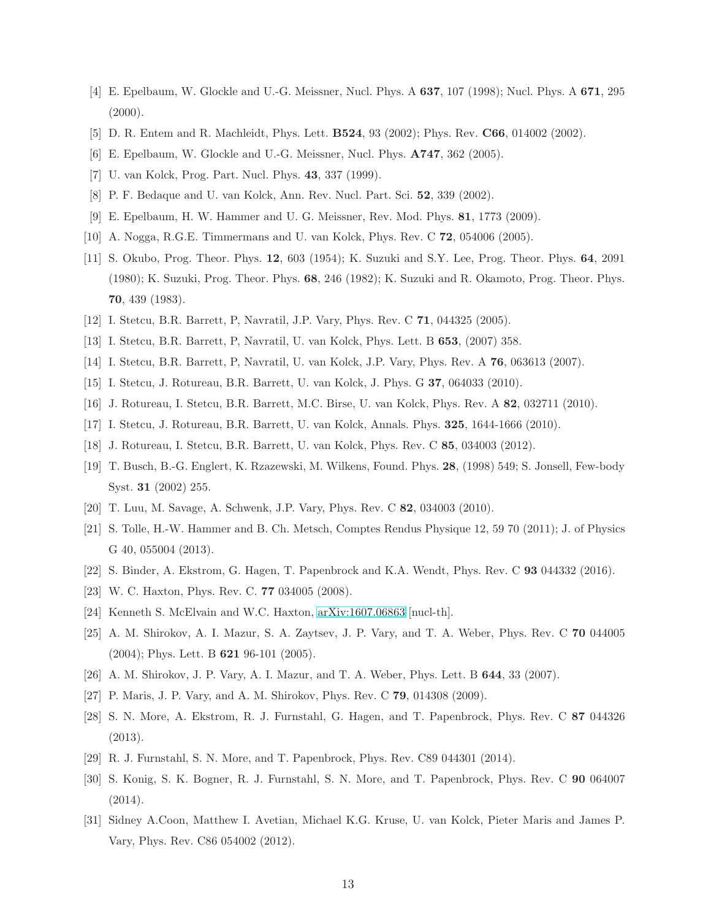[4] E. Epelbaum, W. Glockle and U.-G. Meissner, Nucl. Phys. A **637**, 107 (1998); Nucl. Phys. A **671**, 295 (2000).

[5] D. R. Entem and R. Machleidt, Phys. Lett. **B524**, 93 (2002); Phys. Rev. **C66**, 014002 (2002).

[6] E. Epelbaum, W. Glockle and U.-G. Meissner, Nucl. Phys. **A747**, 362 (2005).

[7] U. van Kolck, Prog. Part. Nucl. Phys. **43**, 337 (1999).

[8] P. F. Bedaque and U. van Kolck, Ann. Rev. Nucl. Part. Sci. **52**, 339 (2002).

[9] E. Epelbaum, H. W. Hammer and U. G. Meissner, Rev. Mod. Phys. **81**, 1773 (2009).

[10] A. Nogga, R.G.E. Timmermans and U. van Kolck, Phys. Rev. C **72**, 054006 (2005).

[11] S. Okubo, Prog. Theor. Phys. **12**, 603 (1954); K. Suzuki and S.Y. Lee, Prog. Theor. Phys. **64**, 2091 (1980); K. Suzuki, Prog. Theor. Phys. **68**, 246 (1982); K. Suzuki and R. Okamoto, Prog. Theor. Phys. **70**, 439 (1983).

[12] I. Stetcu, B.R. Barrett, P, Navratil, J.P. Vary, Phys. Rev. C **71**, 044325 (2005).

[13] I. Stetcu, B.R. Barrett, P, Navratil, U. van Kolck, Phys. Lett. B **653**, (2007) 358.

[14] I. Stetcu, B.R. Barrett, P, Navratil, U. van Kolck, J.P. Vary, Phys. Rev. A **76**, 063613 (2007).

[15] I. Stetcu, J. Rotureau, B.R. Barrett, U. van Kolck, J. Phys. G **37**, 064033 (2010).

[16] J. Rotureau, I. Stetcu, B.R. Barrett, M.C. Birse, U. van Kolck, Phys. Rev. A **82**, 032711 (2010).

[17] I. Stetcu, J. Rotureau, B.R. Barrett, U. van Kolck, Annals. Phys. **325**, 1644-1666 (2010).

[18] J. Rotureau, I. Stetcu, B.R. Barrett, U. van Kolck, Phys. Rev. C **85**, 034003 (2012).

[19] T. Busch, B.-G. Englert, K. Rzazewski, M. Wilkens, Found. Phys. **28**, (1998) 549; S. Jonsell, Few-body Syst. **31** (2002) 255.

[20] T. Luu, M. Savage, A. Schwenk, J.P. Vary, Phys. Rev. C **82**, 034003 (2010).

[21] S. Tolle, H.-W. Hammer and B. Ch. Metsch, Comptes Rendus Physique 12, 59 70 (2011); J. of Physics G 40, 055004 (2013).

[22] S. Binder, A. Ekstrom, G. Hagen, T. Papenbrock and K.A. Wendt, Phys. Rev. C **93** 044332 (2016).

[23] W. C. Haxton, Phys. Rev. C. **77** 034005 (2008).

[24] Kenneth S. McElvain and W.C. Haxton, arXiv:1607.06863 [nucl-th].

[25] A. M. Shirokov, A. I. Mazur, S. A. Zaytsev, J. P. Vary, and T. A. Weber, Phys. Rev. C **70** 044005 (2004); Phys. Lett. B **621** 96-101 (2005).

[26] A. M. Shirokov, J. P. Vary, A. I. Mazur, and T. A. Weber, Phys. Lett. B **644**, 33 (2007).

[27] P. Maris, J. P. Vary, and A. M. Shirokov, Phys. Rev. C **79**, 014308 (2009).

[28] S. N. More, A. Ekstrom, R. J. Furnstahl, G. Hagen, and T. Papenbrock, Phys. Rev. C **87** 044326 (2013).

[29] R. J. Furnstahl, S. N. More, and T. Papenbrock, Phys. Rev. C89 044301 (2014).

[30] S. Konig, S. K. Bogner, R. J. Furnstahl, S. N. More, and T. Papenbrock, Phys. Rev. C **90** 064007 (2014).

[31] Sidney A.Coon, Matthew I. Avetian, Michael K.G. Kruse, U. van Kolck, Pieter Maris and James P. Vary, Phys. Rev. C86 054002 (2012).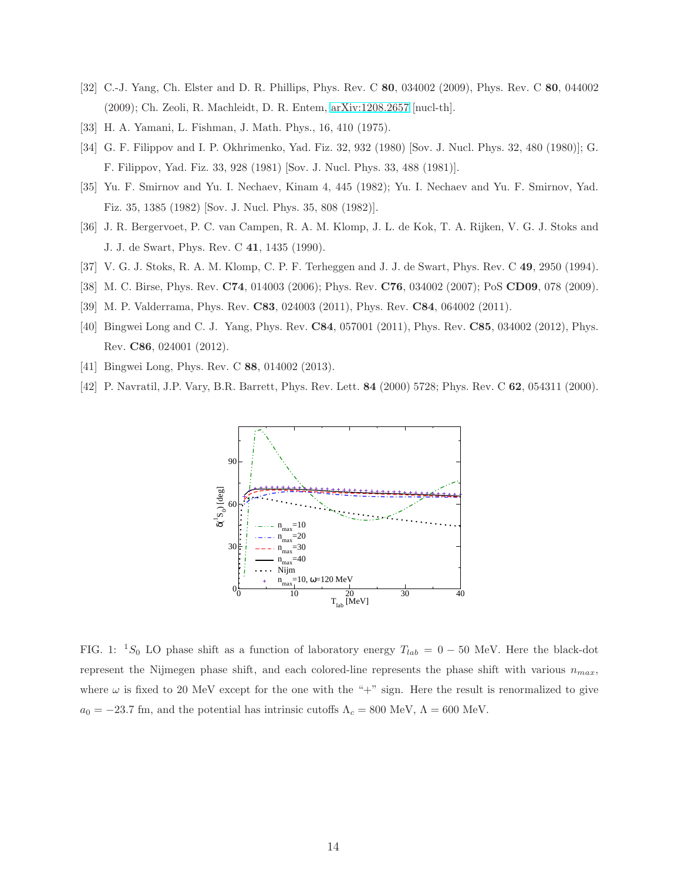[32] C.-J. Yang, Ch. Elster and D. R. Phillips, Phys. Rev. C **80**, 034002 (2009), Phys. Rev. C **80**, 044002 (2009); Ch. Zeoli, R. Machleidt, D. R. Entem, arXiv:1208.2657 [nucl-th].

[33] H. A. Yamani, L. Fishman, J. Math. Phys., 16, 410 (1975).

[34] G. F. Filippov and I. P. Okhrimenko, Yad. Fiz. 32, 932 (1980) [Sov. J. Nucl. Phys. 32, 480 (1980)]; G. F. Filippov, Yad. Fiz. 33, 928 (1981) [Sov. J. Nucl. Phys. 33, 488 (1981)].

[35] Yu. F. Smirnov and Yu. I. Nechaev, Kinam 4, 445 (1982); Yu. I. Nechaev and Yu. F. Smirnov, Yad. Fiz. 35, 1385 (1982) [Sov. J. Nucl. Phys. 35, 808 (1982)].

[36] J. R. Bergervoet, P. C. van Campen, R. A. M. Klomp, J. L. de Kok, T. A. Rijken, V. G. J. Stoks and J. J. de Swart, Phys. Rev. C **41**, 1435 (1990).

[37] V. G. J. Stoks, R. A. M. Klomp, C. P. F. Terheggen and J. J. de Swart, Phys. Rev. C **49**, 2950 (1994).

[38] M. C. Birse, Phys. Rev. **C74**, 014003 (2006); Phys. Rev. **C76**, 034002 (2007); PoS **CD09**, 078 (2009).

[39] M. P. Valderrama, Phys. Rev. **C83**, 024003 (2011), Phys. Rev. **C84**, 064002 (2011).

[40] Bingwei Long and C. J. Yang, Phys. Rev. **C84**, 057001 (2011), Phys. Rev. **C85**, 034002 (2012), Phys. Rev. **C86**, 024001 (2012).

[41] Bingwei Long, Phys. Rev. C **88**, 014002 (2013).

[42] P. Navratil, J.P. Vary, B.R. Barrett, Phys. Rev. Lett. **84** (2000) 5728; Phys. Rev. C **62**, 054311 (2000).

FIG. 1: $^1S_0$ LO phase shift as a function of laboratory energy $T_{lab} = 0 - 50$ MeV. Here the black-dot represent the Nijmegen phase shift, and each colored-line represents the phase shift with various $n_{max}$, where $\omega$ is fixed to 20 MeV except for the one with the "+" sign. Here the result is renormalized to give $a_0 = -23.7$ fm, and the potential has intrinsic cutoffs $\Lambda_c = 800$ MeV, $\Lambda = 600$ MeV.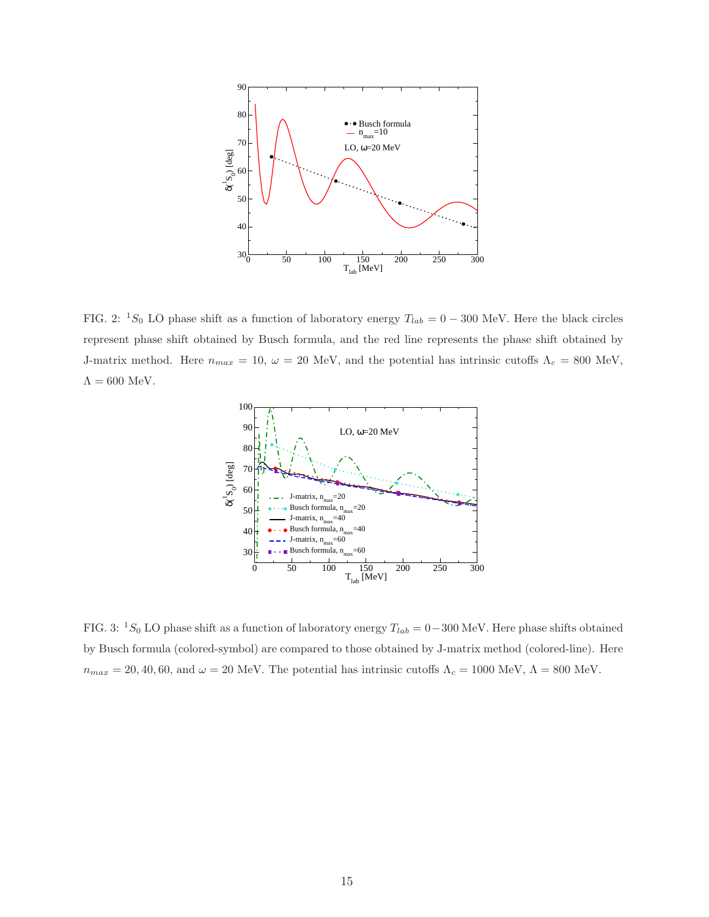FIG. 2: $^1S_0$ LO phase shift as a function of laboratory energy $T_{lab} = 0 - 300$ MeV. Here the black circles represent phase shift obtained by Busch formula, and the red line represents the phase shift obtained by J-matrix method. Here $n_{max} = 10$, $\omega = 20$ MeV, and the potential has intrinsic cutoffs $\Lambda_c = 800$ MeV, $\Lambda = 600$ MeV.

FIG. 3: $^1S_0$ LO phase shift as a function of laboratory energy $T_{lab} = 0 - 300$ MeV. Here phase shifts obtained by Busch formula (colored-symbol) are compared to those obtained by J-matrix method (colored-line). Here $n_{max} = 20, 40, 60$, and $\omega = 20$ MeV. The potential has intrinsic cutoffs $\Lambda_c = 1000$ MeV, $\Lambda = 800$ MeV.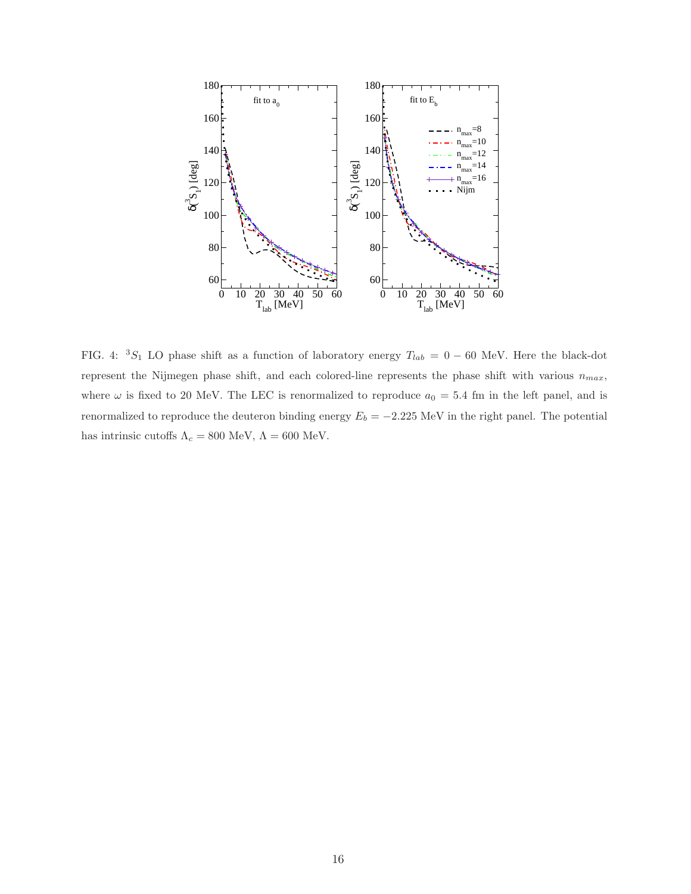FIG. 4: $^3S_1$ LO phase shift as a function of laboratory energy $T_{lab} = 0 - 60$ MeV. Here the black-dot represent the Nijmegen phase shift, and each colored-line represents the phase shift with various $n_{max}$, where $\omega$ is fixed to 20 MeV. The LEC is renormalized to reproduce $a_0 = 5.4$ fm in the left panel, and is renormalized to reproduce the deuteron binding energy $E_b = -2.225$ MeV in the right panel. The potential has intrinsic cutoffs $\Lambda_c = 800$ MeV, $\Lambda = 600$ MeV.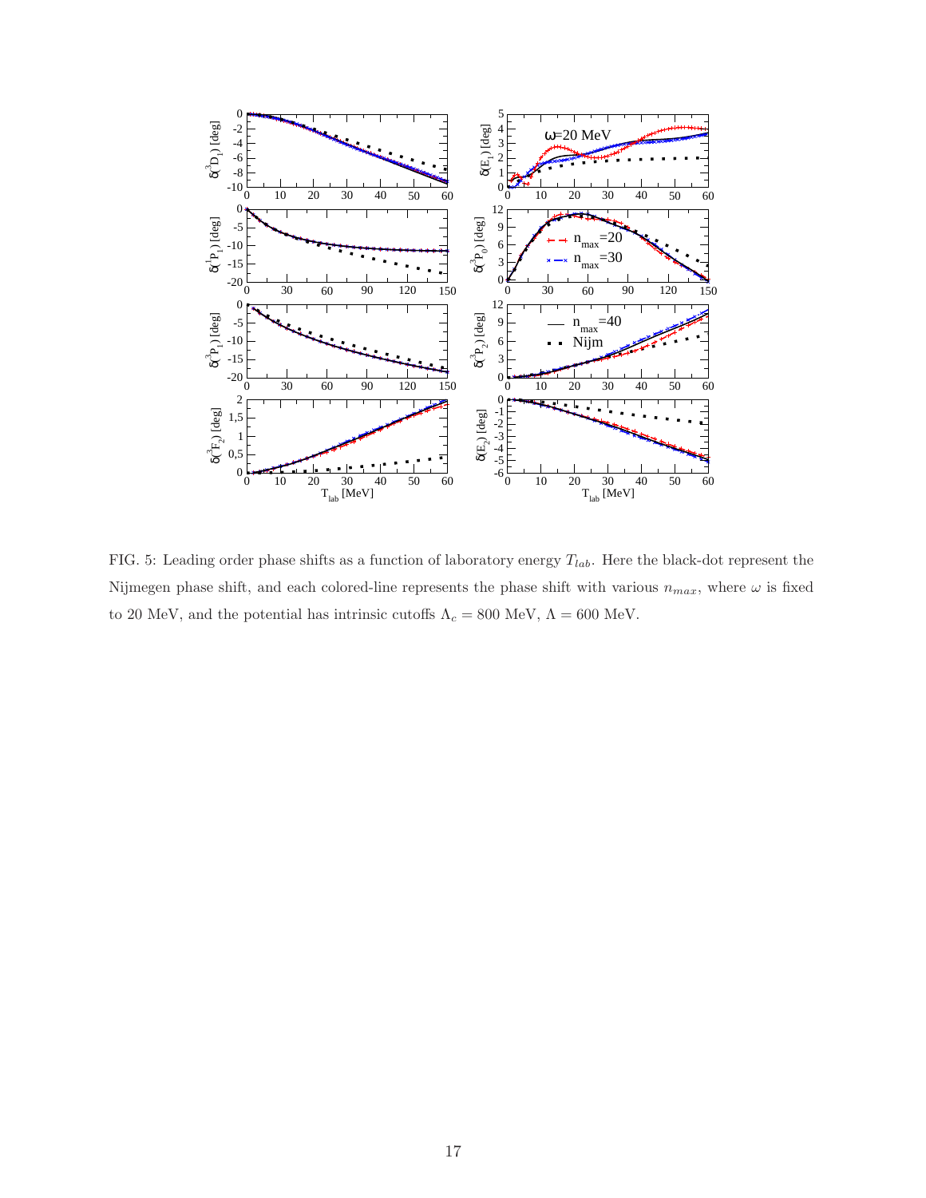FIG. 5: Leading order phase shifts as a function of laboratory energy $T_{lab}$. Here the black-dot represent the Nijmegen phase shift, and each colored-line represents the phase shift with various $n_{max}$, where $\omega$ is fixed to 20 MeV, and the potential has intrinsic cutoffs $\Lambda_c = 800$ MeV, $\Lambda = 600$ MeV.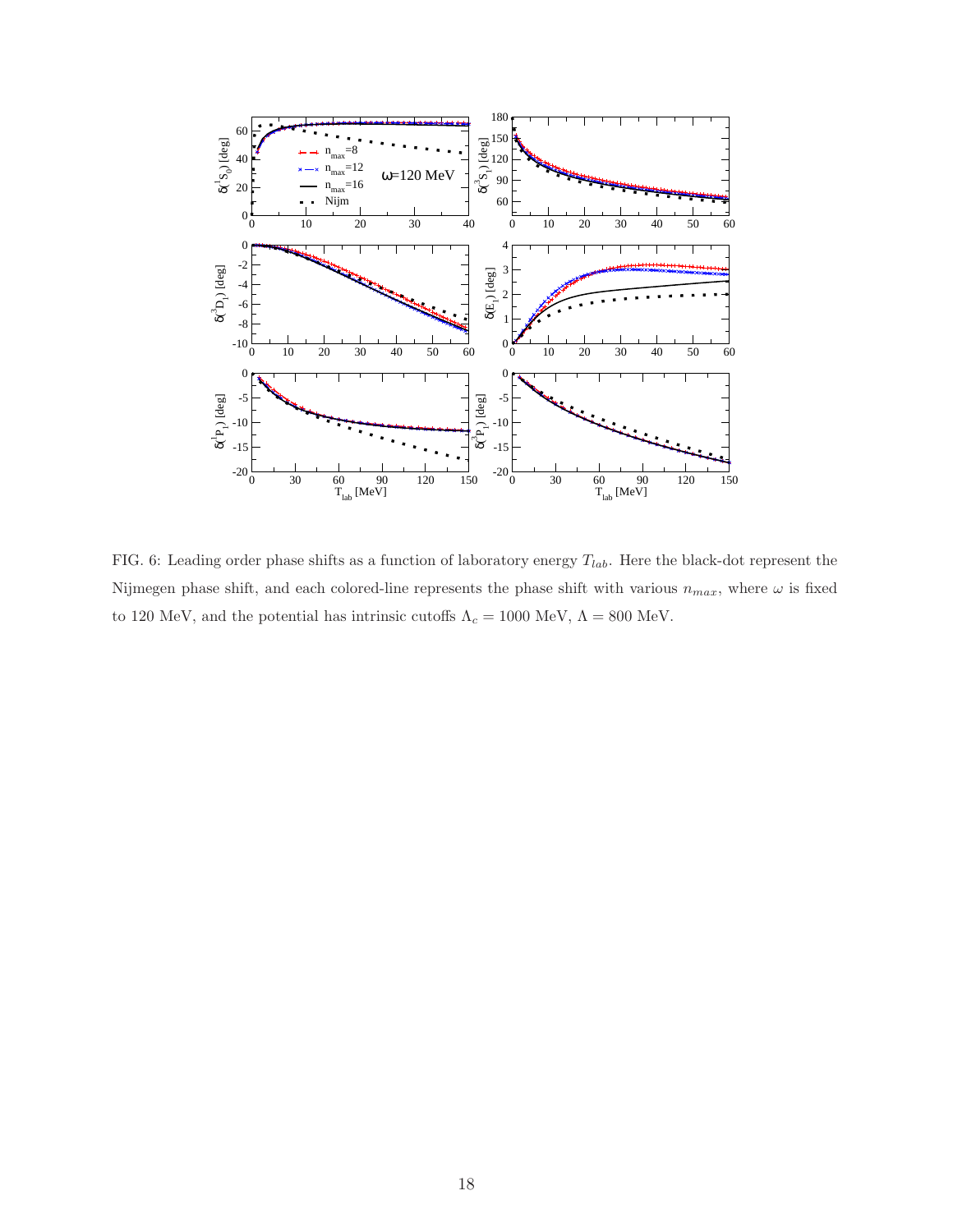FIG. 6: Leading order phase shifts as a function of laboratory energy $T_{lab}$. Here the black-dot represent the Nijmegen phase shift, and each colored-line represents the phase shift with various $n_{max}$, where $\omega$ is fixed to 120 MeV, and the potential has intrinsic cutoffs $\Lambda_c = 1000$ MeV, $\Lambda = 800$ MeV.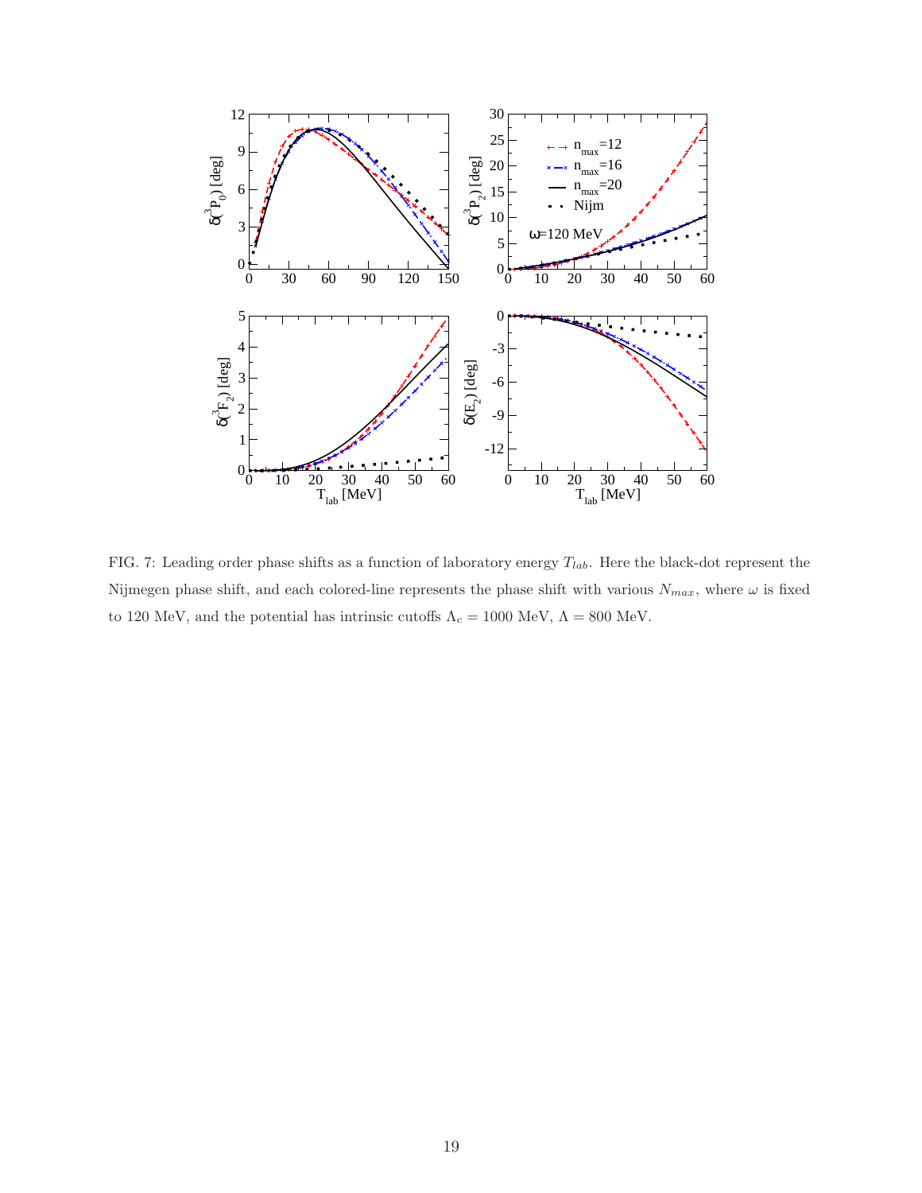FIG. 7: Leading order phase shifts as a function of laboratory energy $T_{lab}$. Here the black-dot represent the Nijmegen phase shift, and each colored-line represents the phase shift with various $N_{max}$, where $\omega$ is fixed to 120 MeV, and the potential has intrinsic cutoffs $\Lambda_c = 1000$ MeV, $\Lambda = 800$ MeV.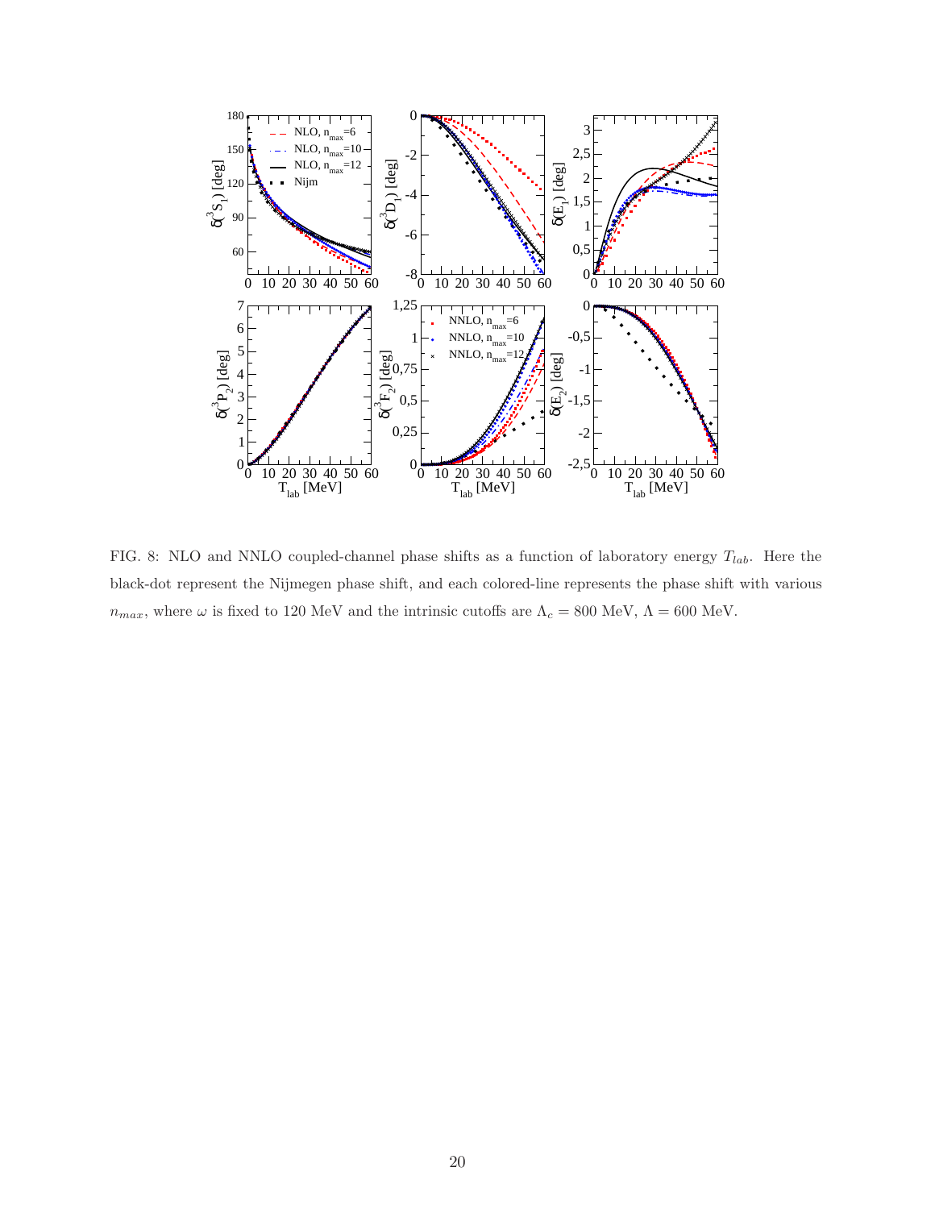FIG. 8: NLO and NNLO coupled-channel phase shifts as a function of laboratory energy $T_{lab}$. Here the black-dot represent the Nijmegen phase shift, and each colored-line represents the phase shift with various $n_{max}$, where $\omega$ is fixed to 120 MeV and the intrinsic cutoffs are $\Lambda_c = 800$ MeV, $\Lambda = 600$ MeV.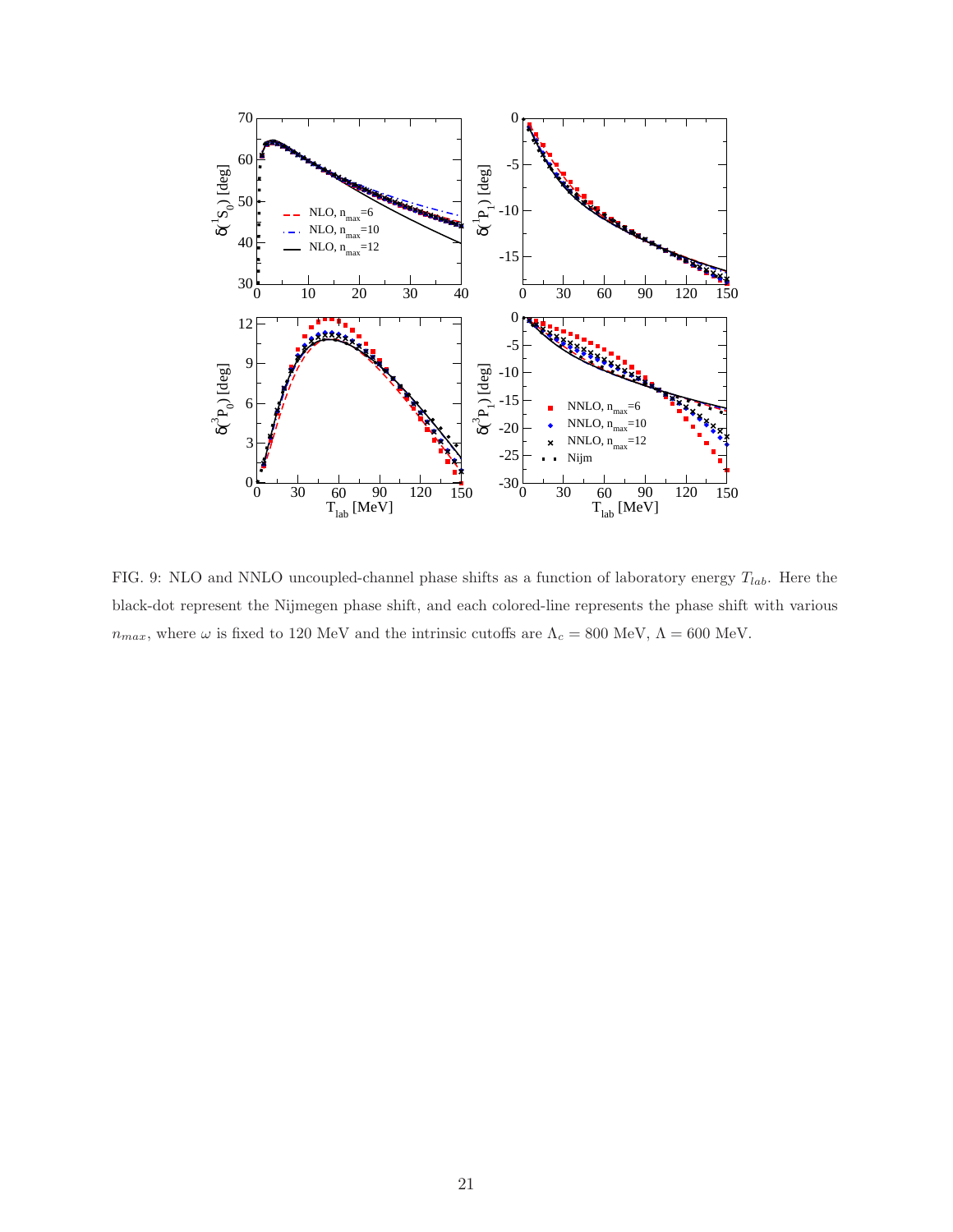FIG. 9: NLO and NNLO uncoupled-channel phase shifts as a function of laboratory energy $T_{lab}$. Here the black-dot represent the Nijmegen phase shift, and each colored-line represents the phase shift with various $n_{max}$, where $\omega$ is fixed to 120 MeV and the intrinsic cutoffs are $\Lambda_c = 800$ MeV, $\Lambda = 600$ MeV.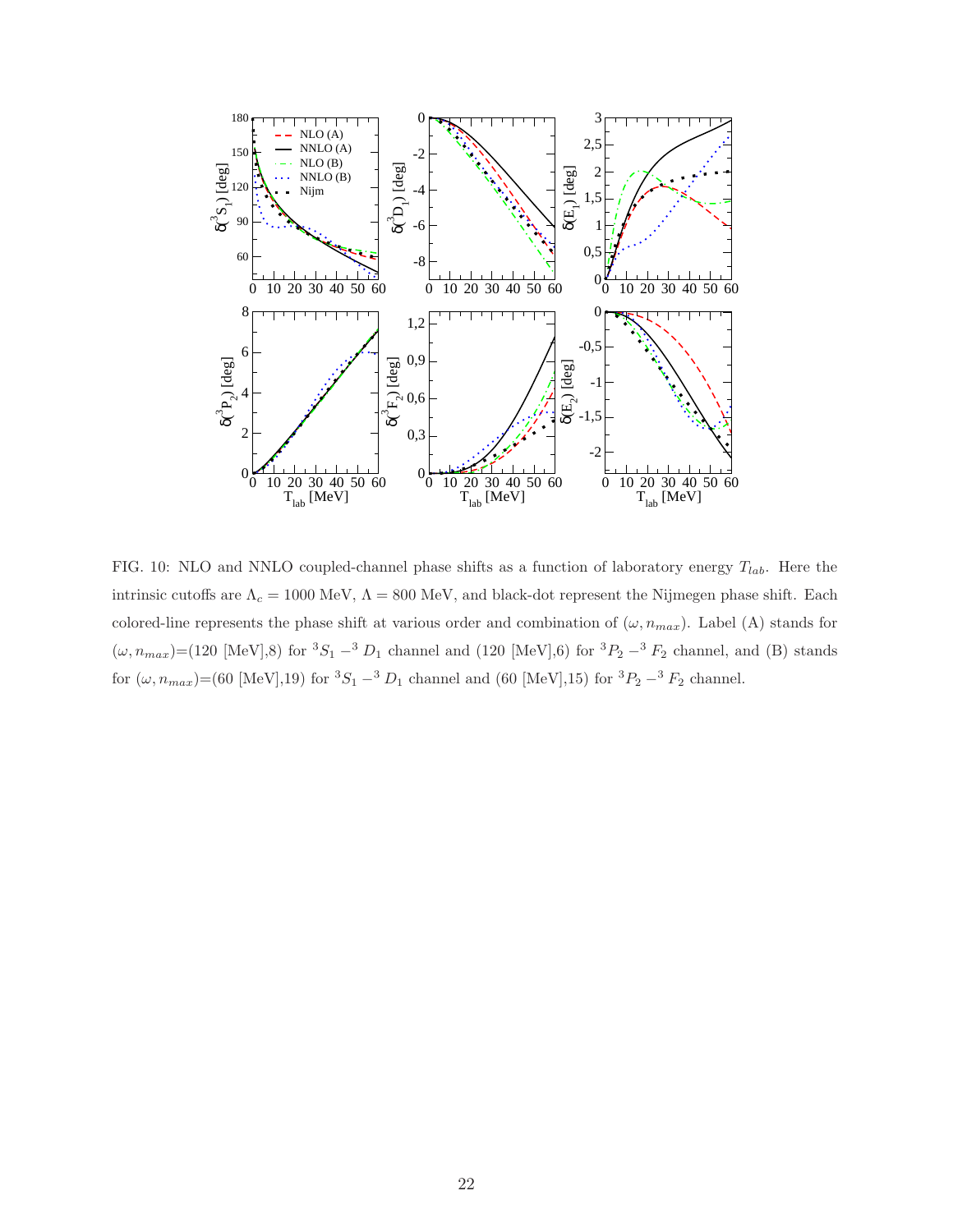FIG. 10: NLO and NNLO coupled-channel phase shifts as a function of laboratory energy $T_{lab}$. Here the intrinsic cutoffs are $\Lambda_c = 1000$ MeV, $\Lambda = 800$ MeV, and black-dot represent the Nijmegen phase shift. Each colored-line represents the phase shift at various order and combination of $(\omega, n_{max})$. Label (A) stands for $(\omega, n_{max})$=(120 [MeV],8) for ${}^3S_1 - {}^3D_1$ channel and (120 [MeV],6) for ${}^3P_2 - {}^3F_2$ channel, and (B) stands for $(\omega, n_{max})$=(60 [MeV],19) for ${}^3S_1 - {}^3D_1$ channel and (60 [MeV],15) for ${}^3P_2 - {}^3F_2$ channel.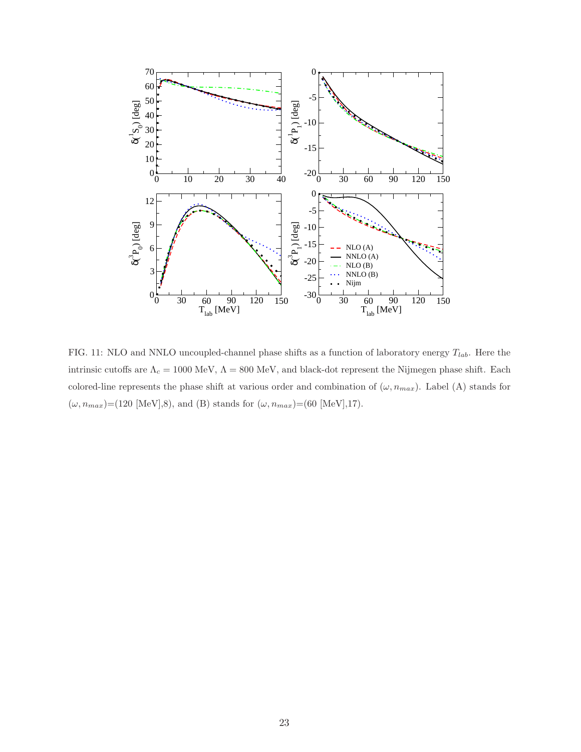δ($^1$S$_0$) [deg]

70
60
50
40
30
20
10
0

0 10 20 30 40

δ($^1$P$_1$) [deg]

0
-5
-10
-15
-20

0 30 60 90 120 150

δ($^3$P$_0$) [deg]

12
9
6
3
0

0 30 60 90 120 150

T$_{lab}$ [MeV]

δ($^3$P$_1$) [deg]

0
-5
-10
-15
-20
-25
-30

0 30 60 90 120 150

T$_{lab}$ [MeV]

NLO (A)
NNLO (A)
NLO (B)
NNLO (B)
Nijm

FIG. 11: NLO and NNLO uncoupled-channel phase shifts as a function of laboratory energy $T_{lab}$. Here the intrinsic cutoffs are $\Lambda_c = 1000$ MeV, $\Lambda = 800$ MeV, and black-dot represent the Nijmegen phase shift. Each colored-line represents the phase shift at various order and combination of $(\omega, n_{max})$. Label (A) stands for $(\omega, n_{max})$=(120 [MeV],8), and (B) stands for $(\omega, n_{max})$=(60 [MeV],17).